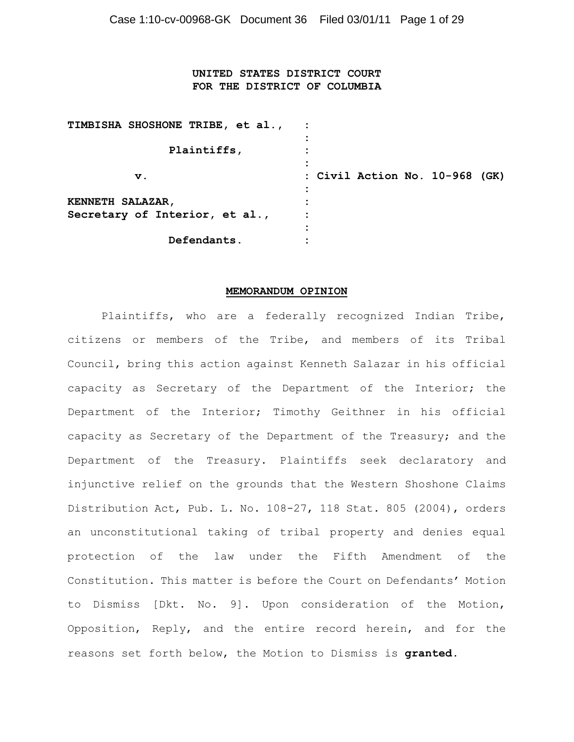**UNITED STATES DISTRICT COURT**
**FOR THE DISTRICT OF COLUMBIA**

| | | |
|---|---|---|
| **TIMBISHA SHOSHONE TRIBE, et al.,** | : | |
| **Plaintiffs,** | : | |
| **v.** | : | **Civil Action No. 10-968 (GK)** |
| **KENNETH SALAZAR, Secretary of Interior, et al.,** | : | |
| **Defendants.** | : | |

**MEMORANDUM OPINION**

Plaintiffs, who are a federally recognized Indian Tribe, citizens or members of the Tribe, and members of its Tribal Council, bring this action against Kenneth Salazar in his official capacity as Secretary of the Department of the Interior; the Department of the Interior; Timothy Geithner in his official capacity as Secretary of the Department of the Treasury; and the Department of the Treasury. Plaintiffs seek declaratory and injunctive relief on the grounds that the Western Shoshone Claims Distribution Act, Pub. L. No. 108-27, 118 Stat. 805 (2004), orders an unconstitutional taking of tribal property and denies equal protection of the law under the Fifth Amendment of the Constitution. This matter is before the Court on Defendants' Motion to Dismiss [Dkt. No. 9]. Upon consideration of the Motion, Opposition, Reply, and the entire record herein, and for the reasons set forth below, the Motion to Dismiss is **granted**.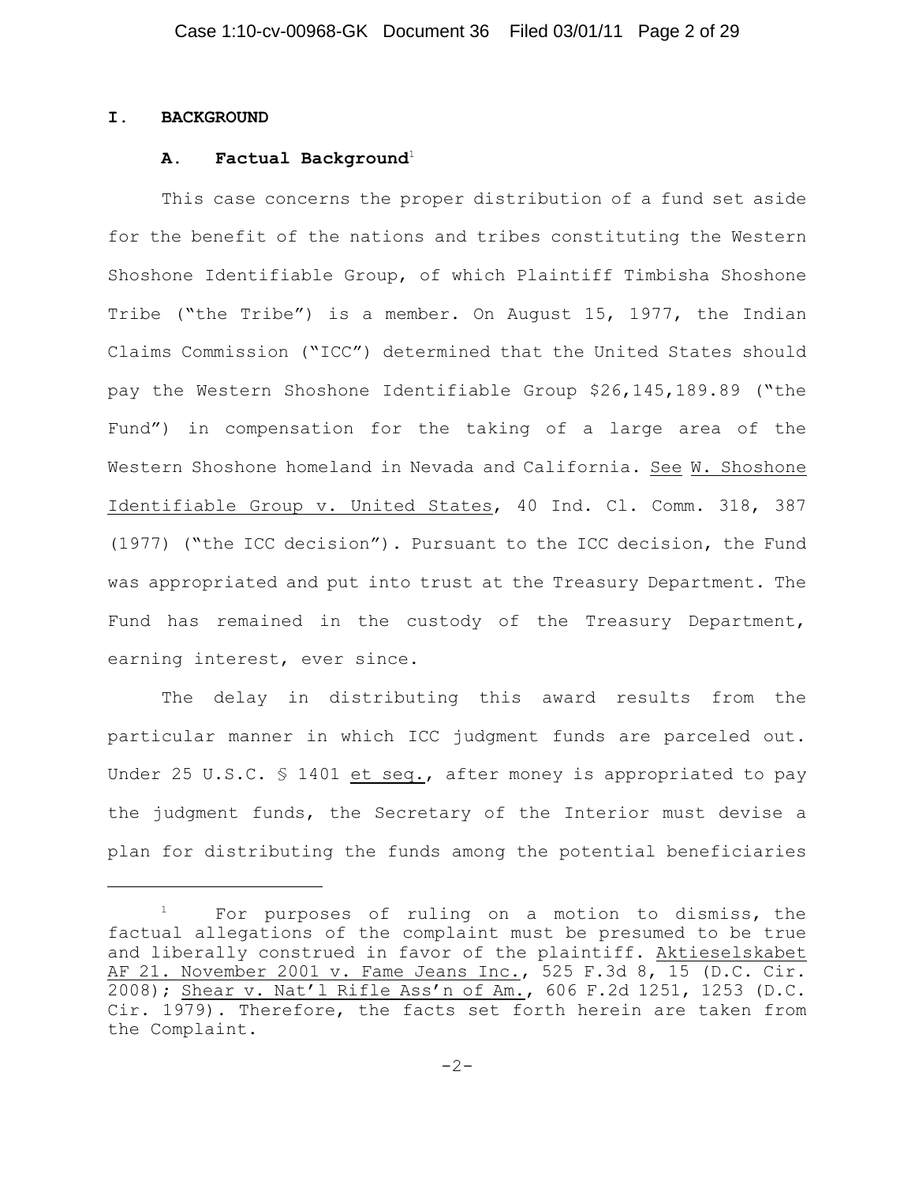## I. BACKGROUND

### A. Factual Background[1]

This case concerns the proper distribution of a fund set aside for the benefit of the nations and tribes constituting the Western Shoshone Identifiable Group, of which Plaintiff Timbisha Shoshone Tribe ("the Tribe") is a member. On August 15, 1977, the Indian Claims Commission ("ICC") determined that the United States should pay the Western Shoshone Identifiable Group $26,145,189.89 ("the Fund") in compensation for the taking of a large area of the Western Shoshone homeland in Nevada and California. See W. Shoshone Identifiable Group v. United States, 40 Ind. Cl. Comm. 318, 387 (1977) ("the ICC decision"). Pursuant to the ICC decision, the Fund was appropriated and put into trust at the Treasury Department. The Fund has remained in the custody of the Treasury Department, earning interest, ever since.

The delay in distributing this award results from the particular manner in which ICC judgment funds are parceled out. Under 25 U.S.C. § 1401 et seq., after money is appropriated to pay the judgment funds, the Secretary of the Interior must devise a plan for distributing the funds among the potential beneficiaries

[1] For purposes of ruling on a motion to dismiss, the factual allegations of the complaint must be presumed to be true and liberally construed in favor of the plaintiff. Aktieselskabet AF 21. November 2001 v. Fame Jeans Inc., 525 F.3d 8, 15 (D.C. Cir. 2008); Shear v. Nat'l Rifle Ass'n of Am., 606 F.2d 1251, 1253 (D.C. Cir. 1979). Therefore, the facts set forth herein are taken from the Complaint.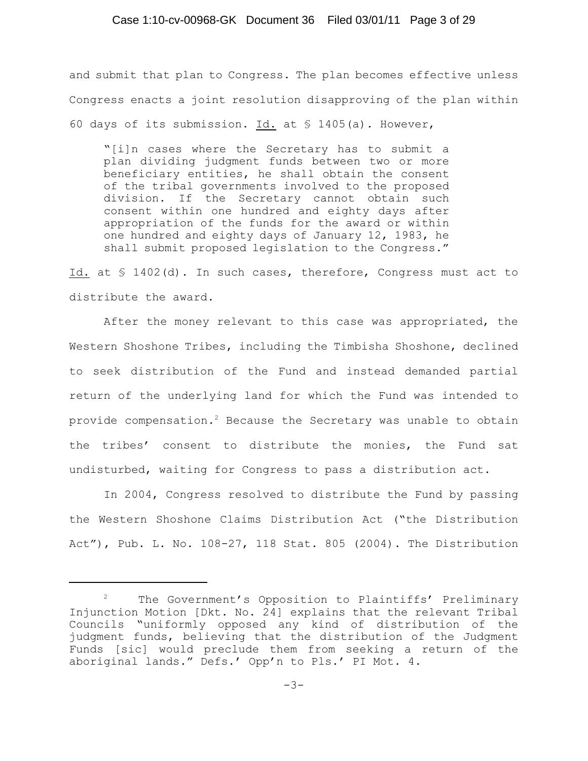and submit that plan to Congress. The plan becomes effective unless Congress enacts a joint resolution disapproving of the plan within 60 days of its submission. Id. at § 1405(a). However,

> "[i]n cases where the Secretary has to submit a plan dividing judgment funds between two or more beneficiary entities, he shall obtain the consent of the tribal governments involved to the proposed division. If the Secretary cannot obtain such consent within one hundred and eighty days after appropriation of the funds for the award or within one hundred and eighty days of January 12, 1983, he shall submit proposed legislation to the Congress."

Id. at § 1402(d). In such cases, therefore, Congress must act to distribute the award.

After the money relevant to this case was appropriated, the Western Shoshone Tribes, including the Timbisha Shoshone, declined to seek distribution of the Fund and instead demanded partial return of the underlying land for which the Fund was intended to provide compensation.[2] Because the Secretary was unable to obtain the tribes' consent to distribute the monies, the Fund sat undisturbed, waiting for Congress to pass a distribution act.

In 2004, Congress resolved to distribute the Fund by passing the Western Shoshone Claims Distribution Act ("the Distribution Act"), Pub. L. No. 108-27, 118 Stat. 805 (2004). The Distribution

---

[2] The Government's Opposition to Plaintiffs' Preliminary Injunction Motion [Dkt. No. 24] explains that the relevant Tribal Councils "uniformly opposed any kind of distribution of the judgment funds, believing that the distribution of the Judgment Funds [sic] would preclude them from seeking a return of the aboriginal lands." Defs.' Opp'n to Pls.' PI Mot. 4.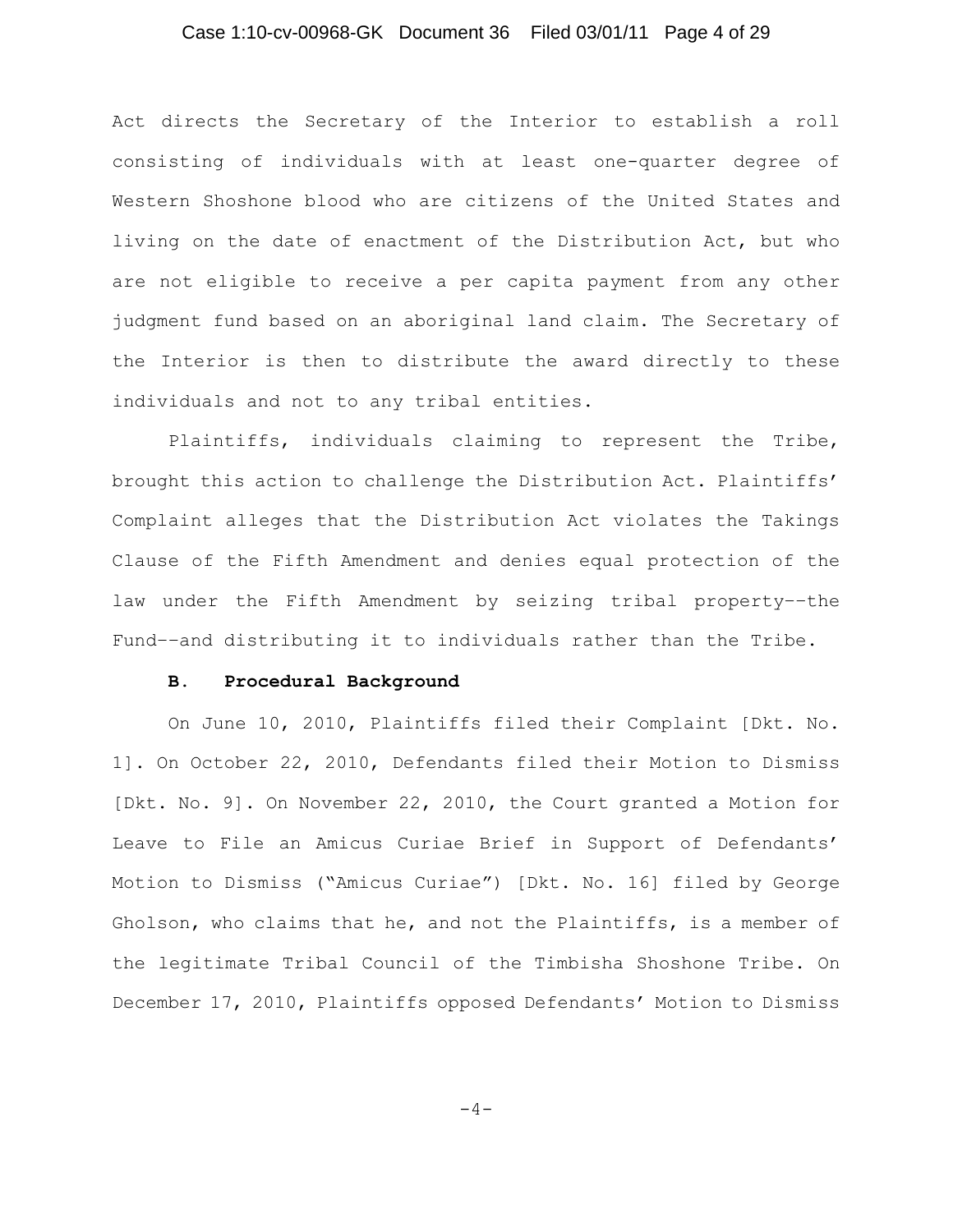Act directs the Secretary of the Interior to establish a roll consisting of individuals with at least one-quarter degree of Western Shoshone blood who are citizens of the United States and living on the date of enactment of the Distribution Act, but who are not eligible to receive a per capita payment from any other judgment fund based on an aboriginal land claim. The Secretary of the Interior is then to distribute the award directly to these individuals and not to any tribal entities.

Plaintiffs, individuals claiming to represent the Tribe, brought this action to challenge the Distribution Act. Plaintiffs' Complaint alleges that the Distribution Act violates the Takings Clause of the Fifth Amendment and denies equal protection of the law under the Fifth Amendment by seizing tribal property––the Fund––and distributing it to individuals rather than the Tribe.

**B. Procedural Background**

On June 10, 2010, Plaintiffs filed their Complaint [Dkt. No. 1]. On October 22, 2010, Defendants filed their Motion to Dismiss [Dkt. No. 9]. On November 22, 2010, the Court granted a Motion for Leave to File an Amicus Curiae Brief in Support of Defendants' Motion to Dismiss ("Amicus Curiae") [Dkt. No. 16] filed by George Gholson, who claims that he, and not the Plaintiffs, is a member of the legitimate Tribal Council of the Timbisha Shoshone Tribe. On December 17, 2010, Plaintiffs opposed Defendants' Motion to Dismiss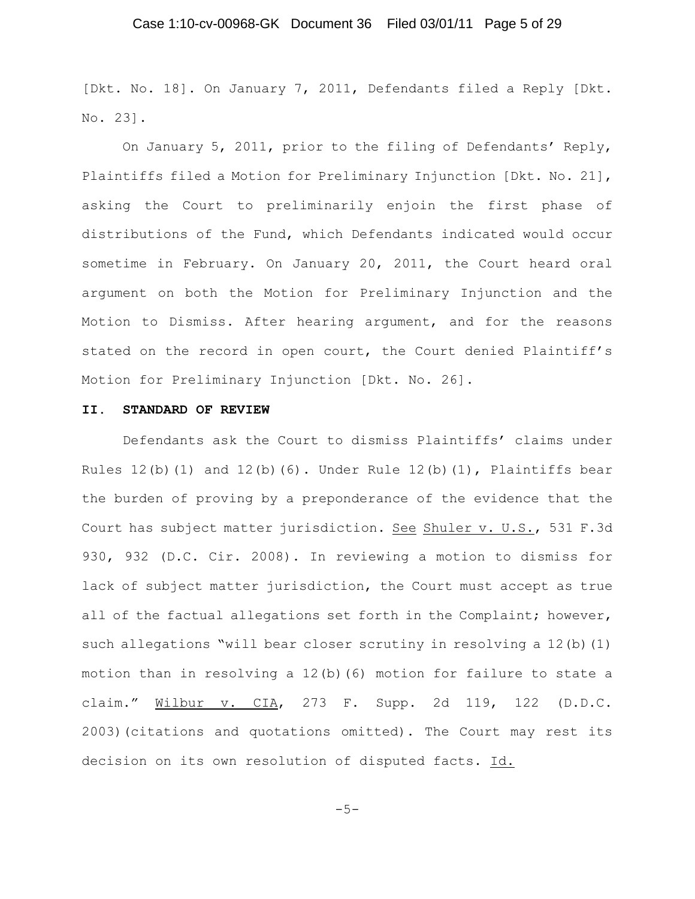[Dkt. No. 18]. On January 7, 2011, Defendants filed a Reply [Dkt. No. 23].

On January 5, 2011, prior to the filing of Defendants' Reply, Plaintiffs filed a Motion for Preliminary Injunction [Dkt. No. 21], asking the Court to preliminarily enjoin the first phase of distributions of the Fund, which Defendants indicated would occur sometime in February. On January 20, 2011, the Court heard oral argument on both the Motion for Preliminary Injunction and the Motion to Dismiss. After hearing argument, and for the reasons stated on the record in open court, the Court denied Plaintiff's Motion for Preliminary Injunction [Dkt. No. 26].

## II. STANDARD OF REVIEW

Defendants ask the Court to dismiss Plaintiffs' claims under Rules 12(b)(1) and 12(b)(6). Under Rule 12(b)(1), Plaintiffs bear the burden of proving by a preponderance of the evidence that the Court has subject matter jurisdiction. See Shuler v. U.S., 531 F.3d 930, 932 (D.C. Cir. 2008). In reviewing a motion to dismiss for lack of subject matter jurisdiction, the Court must accept as true all of the factual allegations set forth in the Complaint; however, such allegations "will bear closer scrutiny in resolving a 12(b)(1) motion than in resolving a 12(b)(6) motion for failure to state a claim." Wilbur v. CIA, 273 F. Supp. 2d 119, 122 (D.D.C. 2003)(citations and quotations omitted). The Court may rest its decision on its own resolution of disputed facts. Id.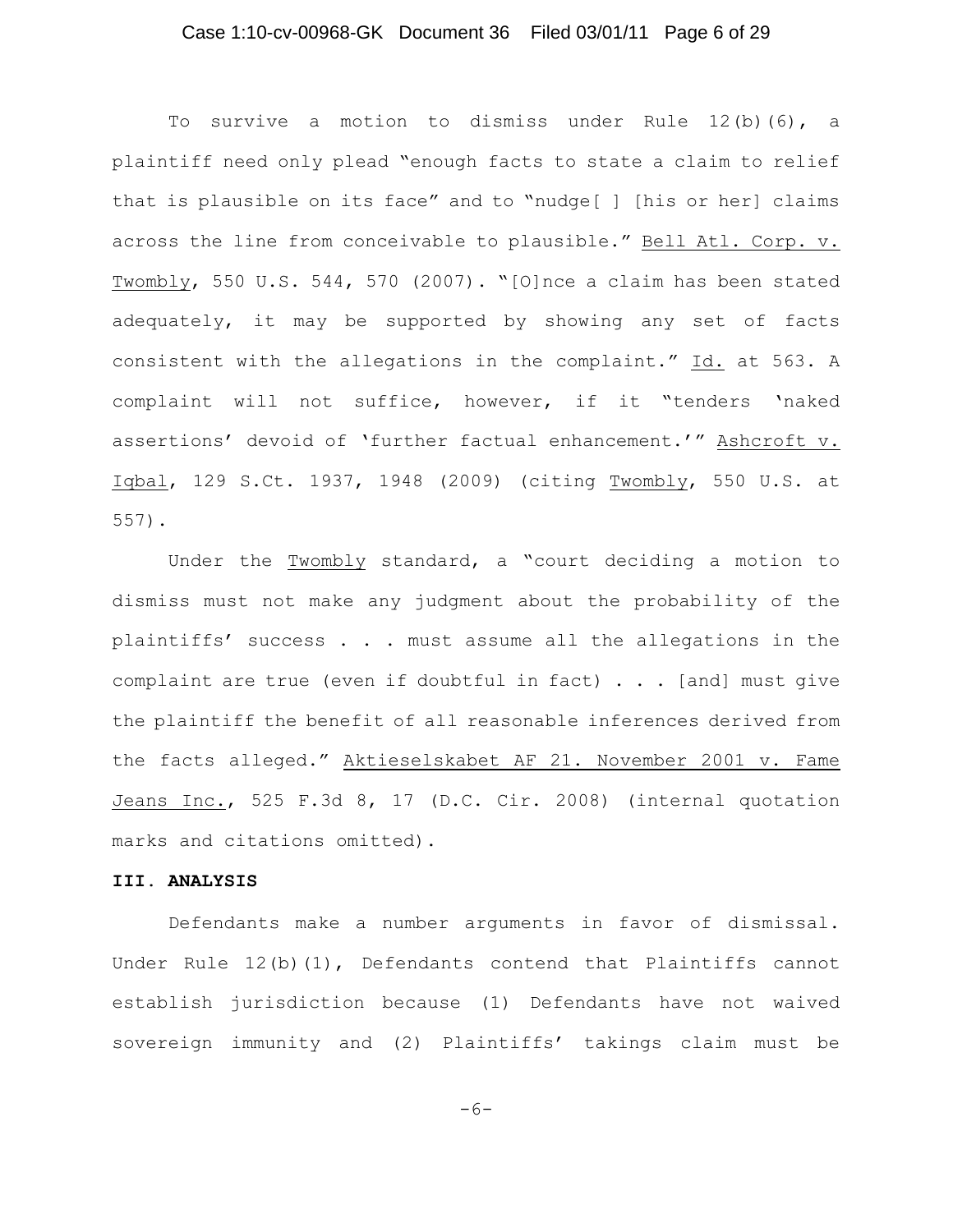To survive a motion to dismiss under Rule 12(b)(6), a plaintiff need only plead "enough facts to state a claim to relief that is plausible on its face" and to "nudge[ ] [his or her] claims across the line from conceivable to plausible." Bell Atl. Corp. v. Twombly, 550 U.S. 544, 570 (2007). "[O]nce a claim has been stated adequately, it may be supported by showing any set of facts consistent with the allegations in the complaint." Id. at 563. A complaint will not suffice, however, if it "tenders 'naked assertions' devoid of 'further factual enhancement.'" Ashcroft v. Iqbal, 129 S.Ct. 1937, 1948 (2009) (citing Twombly, 550 U.S. at 557).

Under the Twombly standard, a "court deciding a motion to dismiss must not make any judgment about the probability of the plaintiffs' success . . . must assume all the allegations in the complaint are true (even if doubtful in fact) . . . [and] must give the plaintiff the benefit of all reasonable inferences derived from the facts alleged." Aktieselskabet AF 21. November 2001 v. Fame Jeans Inc., 525 F.3d 8, 17 (D.C. Cir. 2008) (internal quotation marks and citations omitted).

**III. ANALYSIS**

Defendants make a number arguments in favor of dismissal. Under Rule 12(b)(1), Defendants contend that Plaintiffs cannot establish jurisdiction because (1) Defendants have not waived sovereign immunity and (2) Plaintiffs' takings claim must be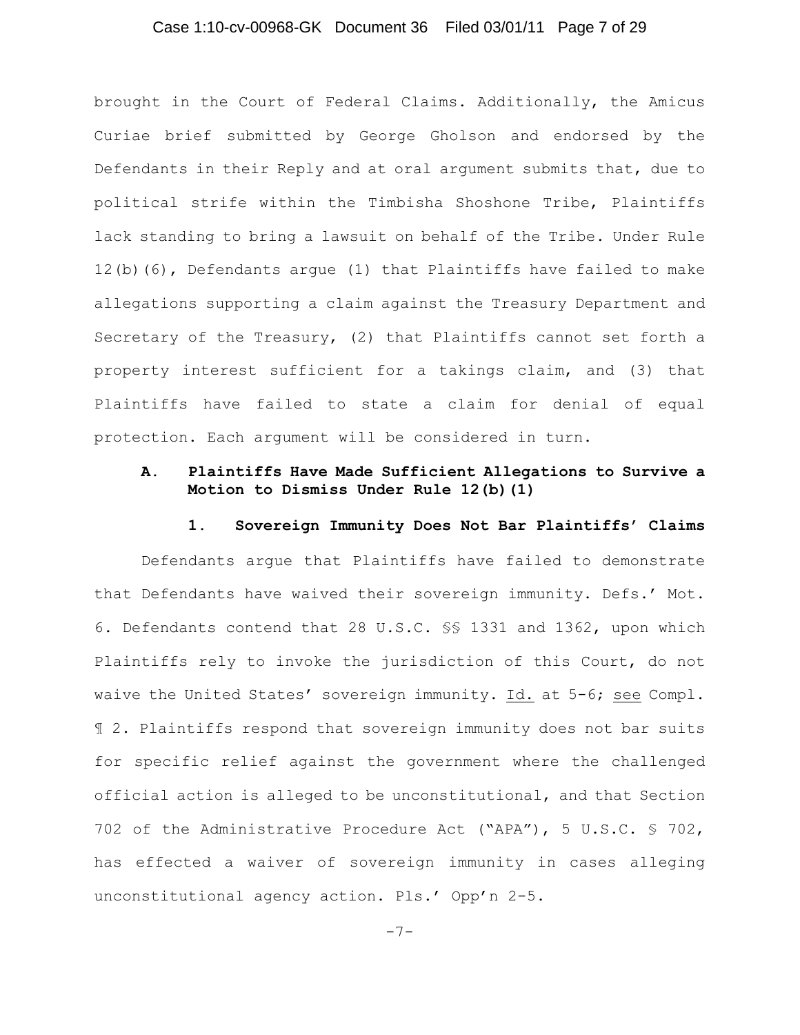brought in the Court of Federal Claims. Additionally, the Amicus Curiae brief submitted by George Gholson and endorsed by the Defendants in their Reply and at oral argument submits that, due to political strife within the Timbisha Shoshone Tribe, Plaintiffs lack standing to bring a lawsuit on behalf of the Tribe. Under Rule 12(b)(6), Defendants argue (1) that Plaintiffs have failed to make allegations supporting a claim against the Treasury Department and Secretary of the Treasury, (2) that Plaintiffs cannot set forth a property interest sufficient for a takings claim, and (3) that Plaintiffs have failed to state a claim for denial of equal protection. Each argument will be considered in turn.

### A. Plaintiffs Have Made Sufficient Allegations to Survive a Motion to Dismiss Under Rule 12(b)(1)

#### 1. Sovereign Immunity Does Not Bar Plaintiffs' Claims

Defendants argue that Plaintiffs have failed to demonstrate that Defendants have waived their sovereign immunity. Defs.' Mot. 6. Defendants contend that 28 U.S.C. §§ 1331 and 1362, upon which Plaintiffs rely to invoke the jurisdiction of this Court, do not waive the United States' sovereign immunity. Id. at 5-6; see Compl. ¶ 2. Plaintiffs respond that sovereign immunity does not bar suits for specific relief against the government where the challenged official action is alleged to be unconstitutional, and that Section 702 of the Administrative Procedure Act ("APA"), 5 U.S.C. § 702, has effected a waiver of sovereign immunity in cases alleging unconstitutional agency action. Pls.' Opp'n 2-5.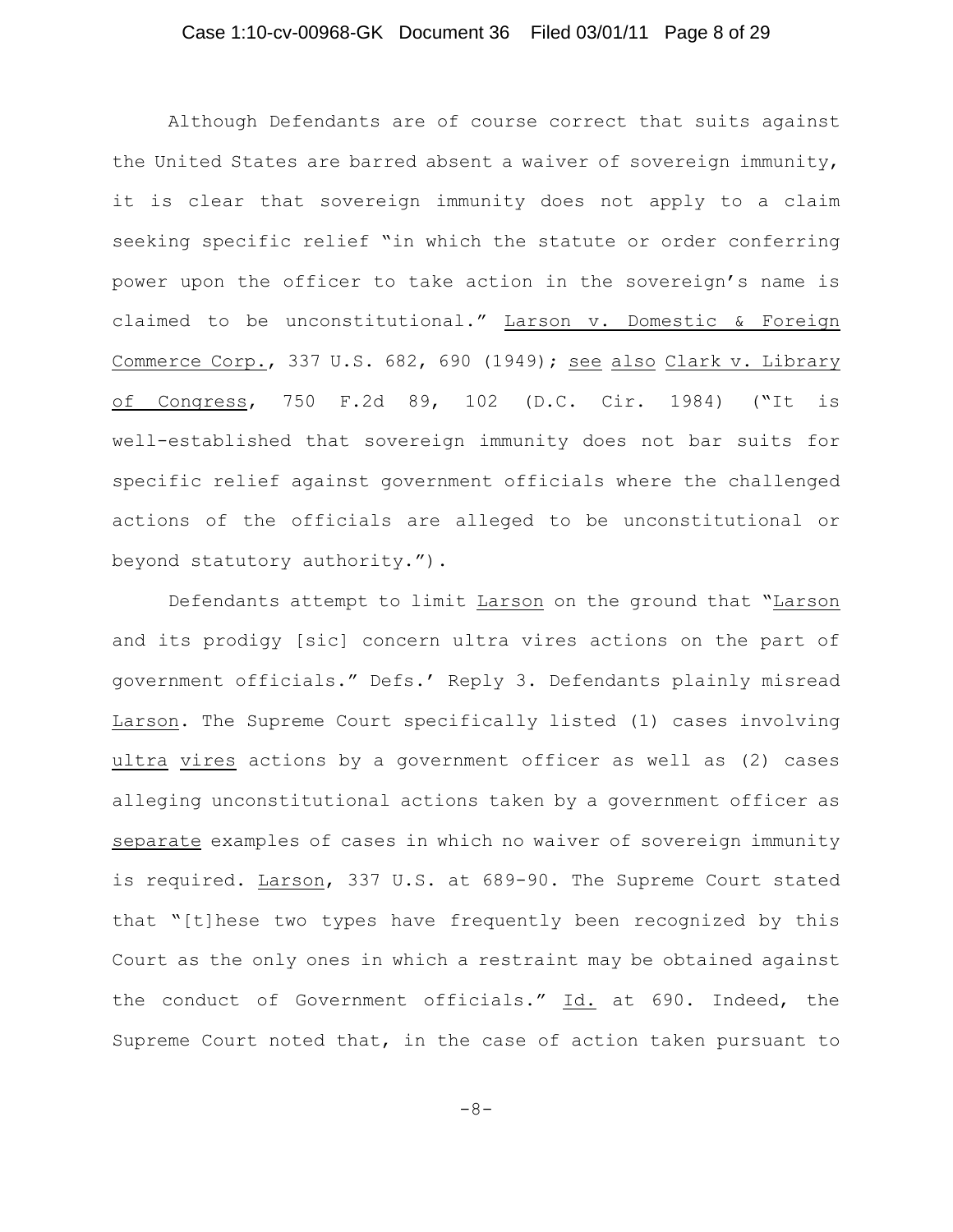Although Defendants are of course correct that suits against the United States are barred absent a waiver of sovereign immunity, it is clear that sovereign immunity does not apply to a claim seeking specific relief "in which the statute or order conferring power upon the officer to take action in the sovereign's name is claimed to be unconstitutional." Larson v. Domestic & Foreign Commerce Corp., 337 U.S. 682, 690 (1949); see also Clark v. Library of Congress, 750 F.2d 89, 102 (D.C. Cir. 1984) ("It is well-established that sovereign immunity does not bar suits for specific relief against government officials where the challenged actions of the officials are alleged to be unconstitutional or beyond statutory authority.").

Defendants attempt to limit Larson on the ground that "Larson and its prodigy [sic] concern ultra vires actions on the part of government officials." Defs.' Reply 3. Defendants plainly misread Larson. The Supreme Court specifically listed (1) cases involving ultra vires actions by a government officer as well as (2) cases alleging unconstitutional actions taken by a government officer as separate examples of cases in which no waiver of sovereign immunity is required. Larson, 337 U.S. at 689-90. The Supreme Court stated that "[t]hese two types have frequently been recognized by this Court as the only ones in which a restraint may be obtained against the conduct of Government officials." Id. at 690. Indeed, the Supreme Court noted that, in the case of action taken pursuant to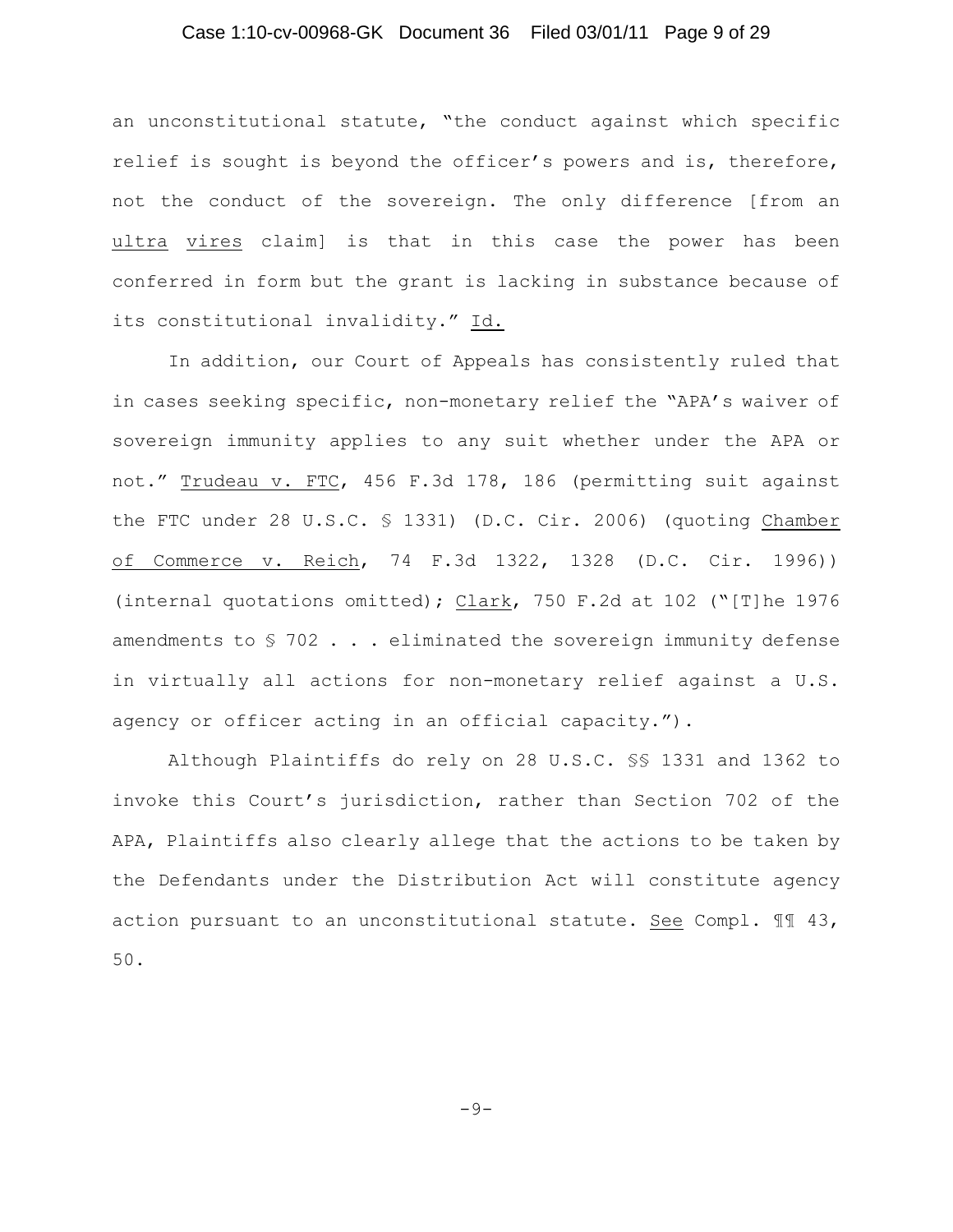an unconstitutional statute, "the conduct against which specific relief is sought is beyond the officer's powers and is, therefore, not the conduct of the sovereign. The only difference [from an ultra vires claim] is that in this case the power has been conferred in form but the grant is lacking in substance because of its constitutional invalidity." Id.

In addition, our Court of Appeals has consistently ruled that in cases seeking specific, non-monetary relief the "APA's waiver of sovereign immunity applies to any suit whether under the APA or not." Trudeau v. FTC, 456 F.3d 178, 186 (permitting suit against the FTC under 28 U.S.C. § 1331) (D.C. Cir. 2006) (quoting Chamber of Commerce v. Reich, 74 F.3d 1322, 1328 (D.C. Cir. 1996)) (internal quotations omitted); Clark, 750 F.2d at 102 ("[T]he 1976 amendments to § 702 . . . eliminated the sovereign immunity defense in virtually all actions for non-monetary relief against a U.S. agency or officer acting in an official capacity.").

Although Plaintiffs do rely on 28 U.S.C. §§ 1331 and 1362 to invoke this Court's jurisdiction, rather than Section 702 of the APA, Plaintiffs also clearly allege that the actions to be taken by the Defendants under the Distribution Act will constitute agency action pursuant to an unconstitutional statute. See Compl. ¶¶ 43, 50.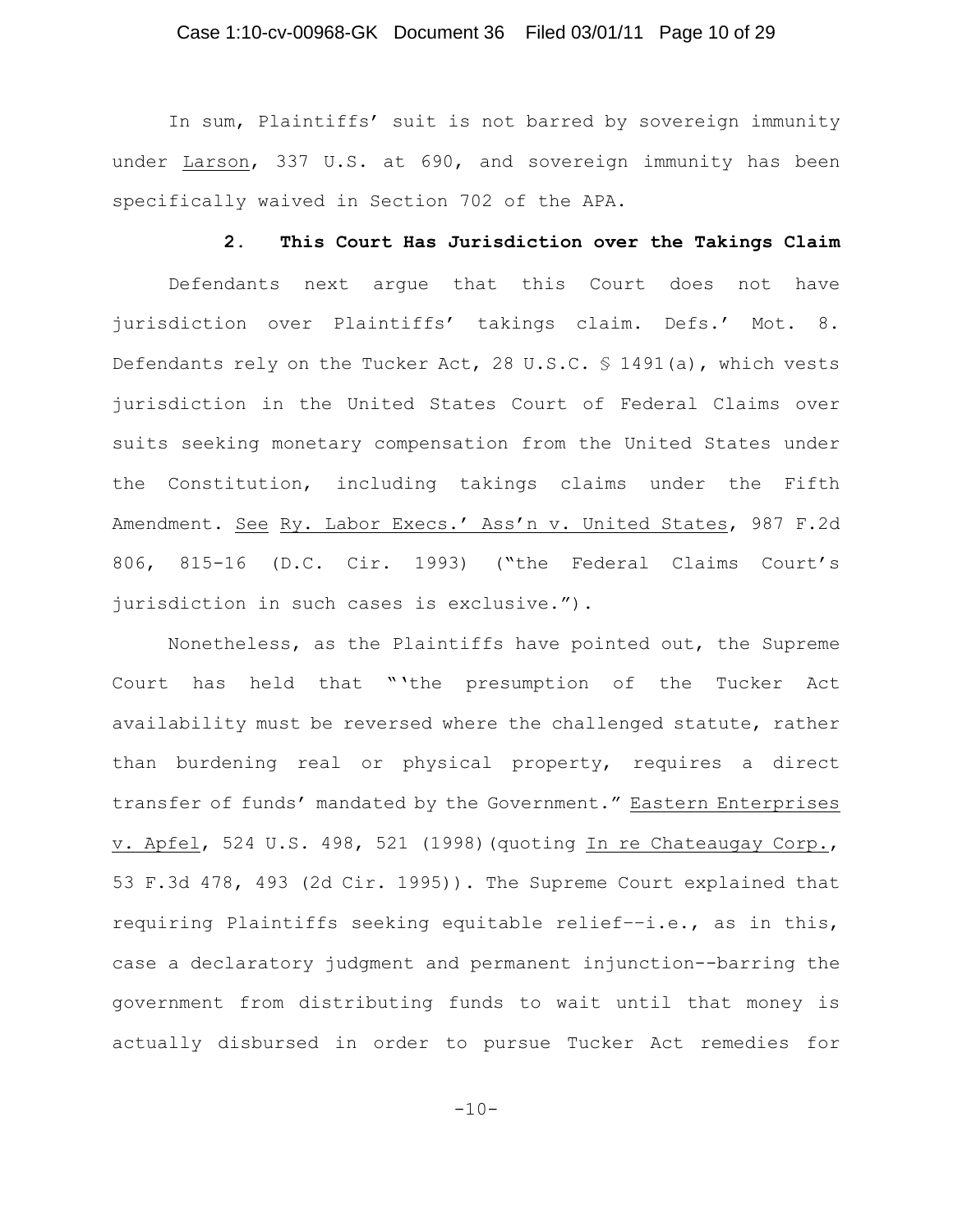In sum, Plaintiffs' suit is not barred by sovereign immunity under Larson, 337 U.S. at 690, and sovereign immunity has been specifically waived in Section 702 of the APA.

### 2. This Court Has Jurisdiction over the Takings Claim

Defendants next argue that this Court does not have jurisdiction over Plaintiffs' takings claim. Defs.' Mot. 8. Defendants rely on the Tucker Act, 28 U.S.C. § 1491(a), which vests jurisdiction in the United States Court of Federal Claims over suits seeking monetary compensation from the United States under the Constitution, including takings claims under the Fifth Amendment. See Ry. Labor Execs.' Ass'n v. United States, 987 F.2d 806, 815-16 (D.C. Cir. 1993) ("the Federal Claims Court's jurisdiction in such cases is exclusive.").

Nonetheless, as the Plaintiffs have pointed out, the Supreme Court has held that "'the presumption of the Tucker Act availability must be reversed where the challenged statute, rather than burdening real or physical property, requires a direct transfer of funds' mandated by the Government." Eastern Enterprises v. Apfel, 524 U.S. 498, 521 (1998)(quoting In re Chateaugay Corp., 53 F.3d 478, 493 (2d Cir. 1995)). The Supreme Court explained that requiring Plaintiffs seeking equitable relief--i.e., as in this, case a declaratory judgment and permanent injunction--barring the government from distributing funds to wait until that money is actually disbursed in order to pursue Tucker Act remedies for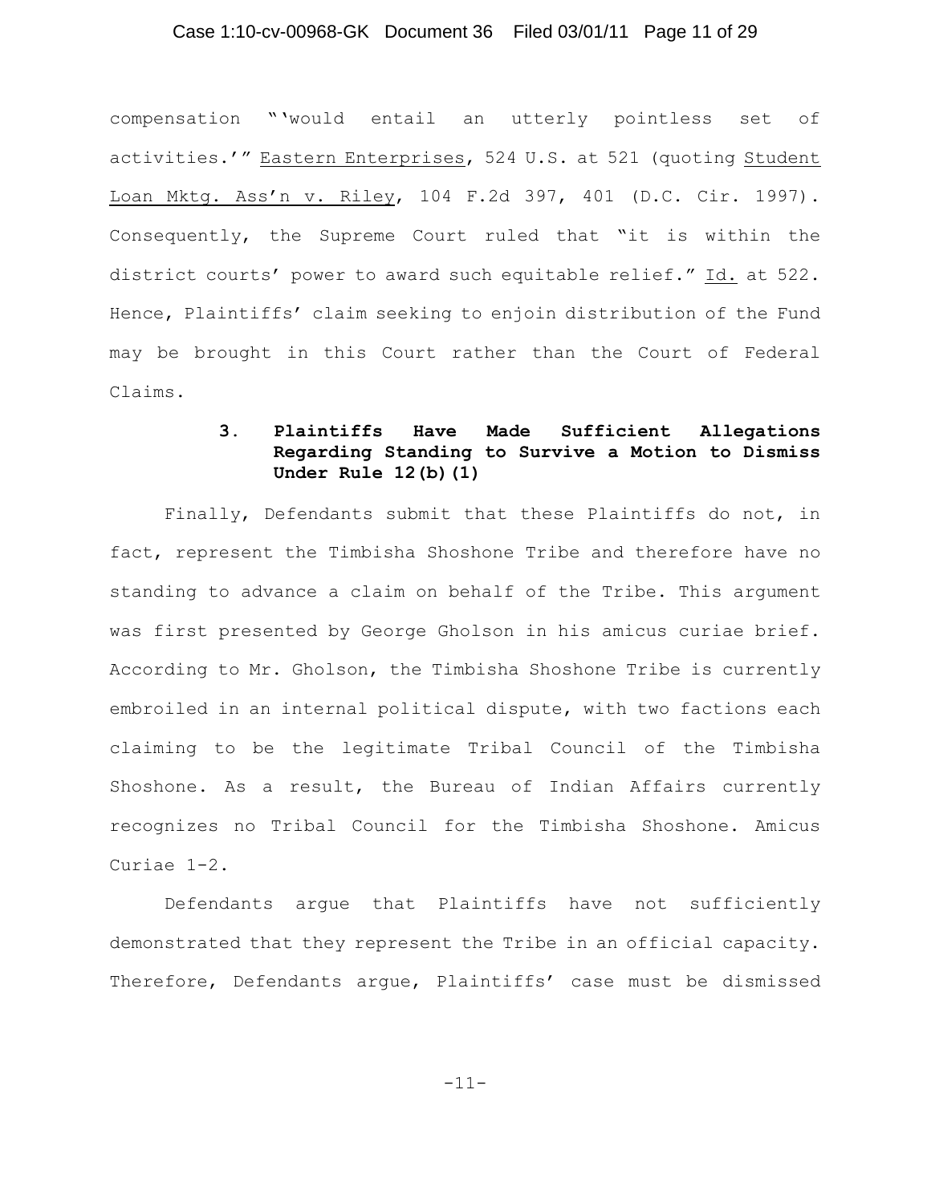compensation "'would entail an utterly pointless set of activities.'" Eastern Enterprises, 524 U.S. at 521 (quoting Student Loan Mktg. Ass'n v. Riley, 104 F.2d 397, 401 (D.C. Cir. 1997). Consequently, the Supreme Court ruled that "it is within the district courts' power to award such equitable relief." Id. at 522. Hence, Plaintiffs' claim seeking to enjoin distribution of the Fund may be brought in this Court rather than the Court of Federal Claims.

### 3. Plaintiffs Have Made Sufficient Allegations Regarding Standing to Survive a Motion to Dismiss Under Rule 12(b)(1)

Finally, Defendants submit that these Plaintiffs do not, in fact, represent the Timbisha Shoshone Tribe and therefore have no standing to advance a claim on behalf of the Tribe. This argument was first presented by George Gholson in his amicus curiae brief. According to Mr. Gholson, the Timbisha Shoshone Tribe is currently embroiled in an internal political dispute, with two factions each claiming to be the legitimate Tribal Council of the Timbisha Shoshone. As a result, the Bureau of Indian Affairs currently recognizes no Tribal Council for the Timbisha Shoshone. Amicus Curiae 1-2.

Defendants argue that Plaintiffs have not sufficiently demonstrated that they represent the Tribe in an official capacity. Therefore, Defendants argue, Plaintiffs' case must be dismissed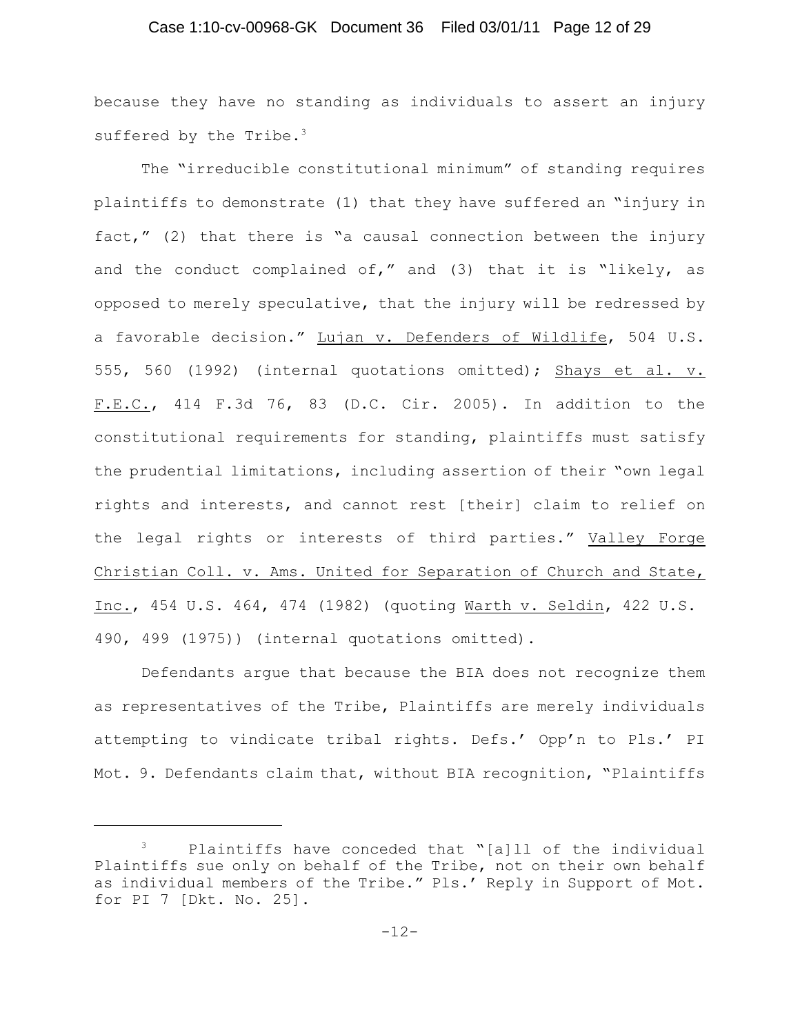because they have no standing as individuals to assert an injury suffered by the Tribe.[3]

The "irreducible constitutional minimum" of standing requires plaintiffs to demonstrate (1) that they have suffered an "injury in fact," (2) that there is "a causal connection between the injury and the conduct complained of," and (3) that it is "likely, as opposed to merely speculative, that the injury will be redressed by a favorable decision." Lujan v. Defenders of Wildlife, 504 U.S. 555, 560 (1992) (internal quotations omitted); Shays et al. v. F.E.C., 414 F.3d 76, 83 (D.C. Cir. 2005). In addition to the constitutional requirements for standing, plaintiffs must satisfy the prudential limitations, including assertion of their "own legal rights and interests, and cannot rest [their] claim to relief on the legal rights or interests of third parties." Valley Forge Christian Coll. v. Ams. United for Separation of Church and State, Inc., 454 U.S. 464, 474 (1982) (quoting Warth v. Seldin, 422 U.S. 490, 499 (1975)) (internal quotations omitted).

Defendants argue that because the BIA does not recognize them as representatives of the Tribe, Plaintiffs are merely individuals attempting to vindicate tribal rights. Defs.' Opp'n to Pls.' PI Mot. 9. Defendants claim that, without BIA recognition, "Plaintiffs

---

[3] Plaintiffs have conceded that "[a]ll of the individual Plaintiffs sue only on behalf of the Tribe, not on their own behalf as individual members of the Tribe." Pls.' Reply in Support of Mot. for PI 7 [Dkt. No. 25].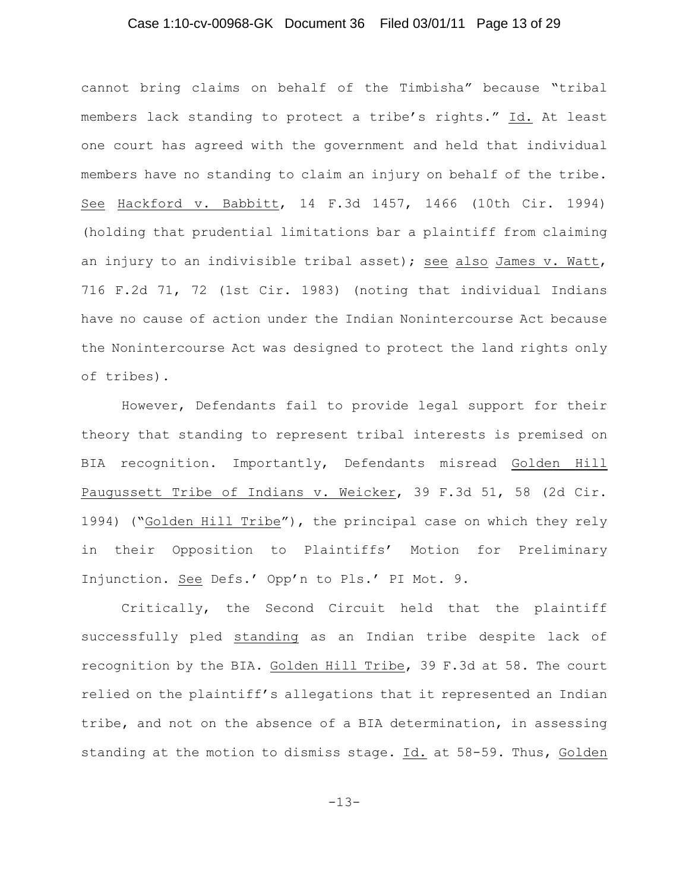cannot bring claims on behalf of the Timbisha" because "tribal members lack standing to protect a tribe's rights." Id. At least one court has agreed with the government and held that individual members have no standing to claim an injury on behalf of the tribe. See Hackford v. Babbitt, 14 F.3d 1457, 1466 (10th Cir. 1994) (holding that prudential limitations bar a plaintiff from claiming an injury to an indivisible tribal asset); see also James v. Watt, 716 F.2d 71, 72 (1st Cir. 1983) (noting that individual Indians have no cause of action under the Indian Nonintercourse Act because the Nonintercourse Act was designed to protect the land rights only of tribes).

However, Defendants fail to provide legal support for their theory that standing to represent tribal interests is premised on BIA recognition. Importantly, Defendants misread Golden Hill Paugussett Tribe of Indians v. Weicker, 39 F.3d 51, 58 (2d Cir. 1994) ("Golden Hill Tribe"), the principal case on which they rely in their Opposition to Plaintiffs' Motion for Preliminary Injunction. See Defs.' Opp'n to Pls.' PI Mot. 9.

Critically, the Second Circuit held that the plaintiff successfully pled standing as an Indian tribe despite lack of recognition by the BIA. Golden Hill Tribe, 39 F.3d at 58. The court relied on the plaintiff's allegations that it represented an Indian tribe, and not on the absence of a BIA determination, in assessing standing at the motion to dismiss stage. Id. at 58-59. Thus, Golden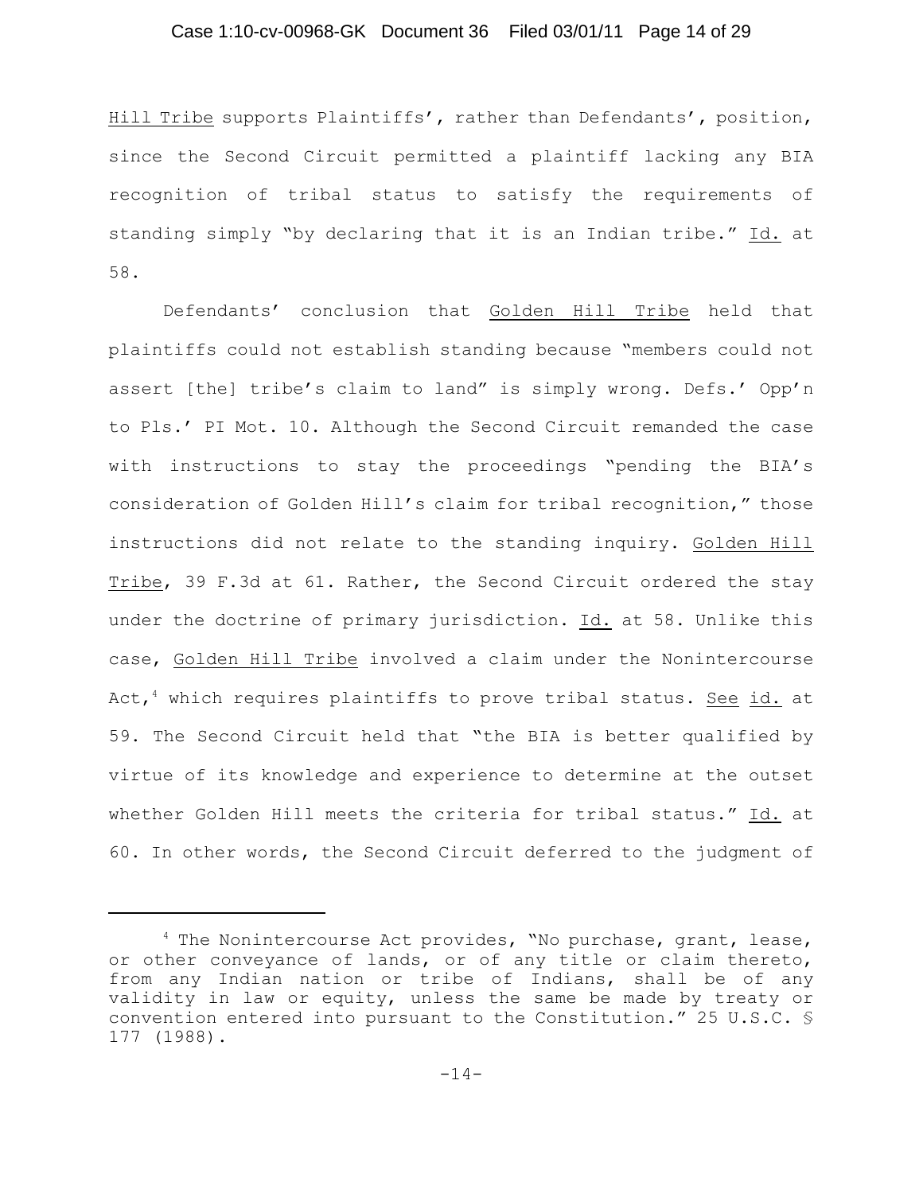Hill Tribe supports Plaintiffs', rather than Defendants', position, since the Second Circuit permitted a plaintiff lacking any BIA recognition of tribal status to satisfy the requirements of standing simply "by declaring that it is an Indian tribe." Id. at 58.

Defendants' conclusion that Golden Hill Tribe held that plaintiffs could not establish standing because "members could not assert [the] tribe's claim to land" is simply wrong. Defs.' Opp'n to Pls.' PI Mot. 10. Although the Second Circuit remanded the case with instructions to stay the proceedings "pending the BIA's consideration of Golden Hill's claim for tribal recognition," those instructions did not relate to the standing inquiry. Golden Hill Tribe, 39 F.3d at 61. Rather, the Second Circuit ordered the stay under the doctrine of primary jurisdiction. Id. at 58. Unlike this case, Golden Hill Tribe involved a claim under the Nonintercourse Act,[4] which requires plaintiffs to prove tribal status. See id. at 59. The Second Circuit held that "the BIA is better qualified by virtue of its knowledge and experience to determine at the outset whether Golden Hill meets the criteria for tribal status." Id. at 60. In other words, the Second Circuit deferred to the judgment of

[4] The Nonintercourse Act provides, "No purchase, grant, lease, or other conveyance of lands, or of any title or claim thereto, from any Indian nation or tribe of Indians, shall be of any validity in law or equity, unless the same be made by treaty or convention entered into pursuant to the Constitution." 25 U.S.C. § 177 (1988).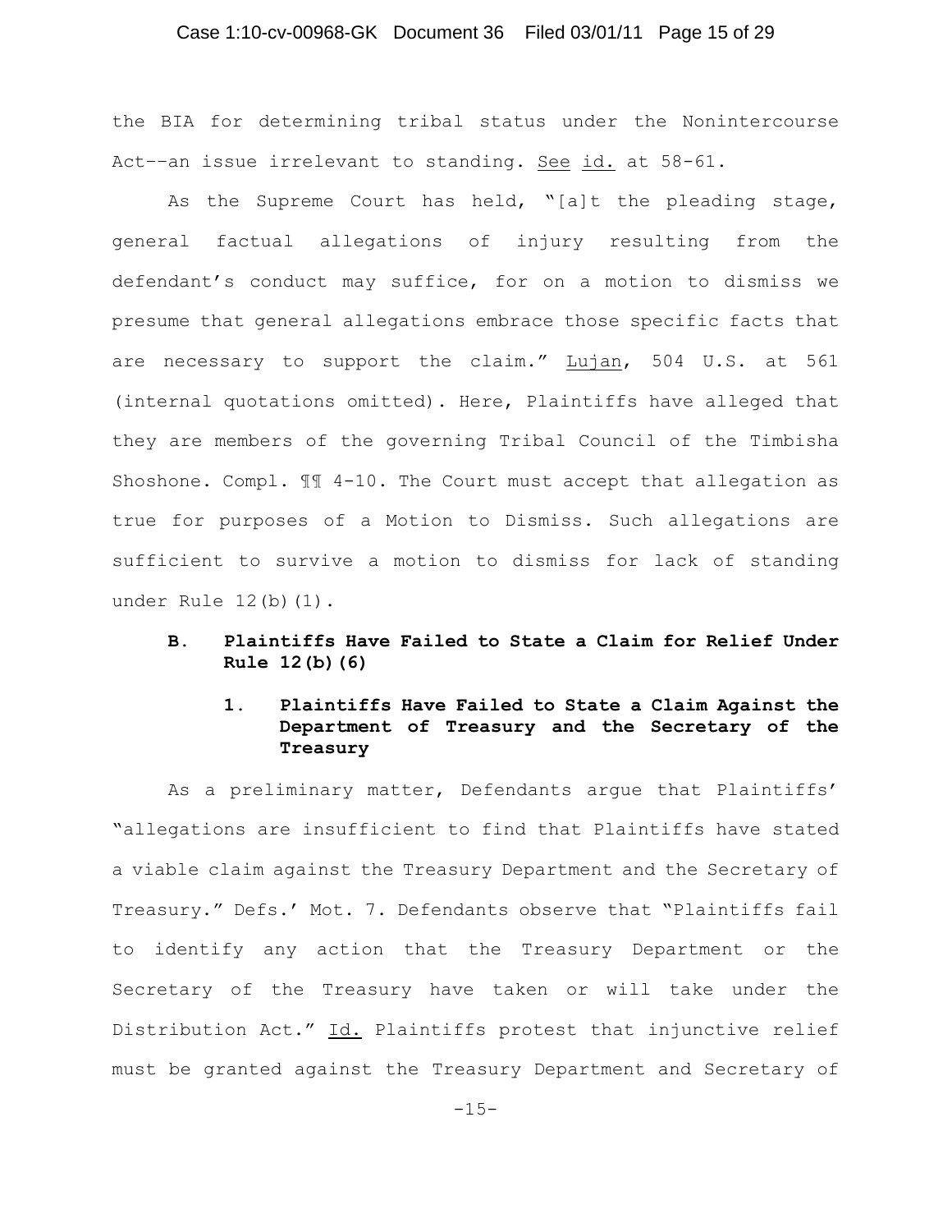the BIA for determining tribal status under the Nonintercourse Act--an issue irrelevant to standing. See id. at 58-61.

As the Supreme Court has held, "[a]t the pleading stage, general factual allegations of injury resulting from the defendant's conduct may suffice, for on a motion to dismiss we presume that general allegations embrace those specific facts that are necessary to support the claim." Lujan, 504 U.S. at 561 (internal quotations omitted). Here, Plaintiffs have alleged that they are members of the governing Tribal Council of the Timbisha Shoshone. Compl. ¶¶ 4-10. The Court must accept that allegation as true for purposes of a Motion to Dismiss. Such allegations are sufficient to survive a motion to dismiss for lack of standing under Rule 12(b)(1).

### B. Plaintiffs Have Failed to State a Claim for Relief Under Rule 12(b)(6)

#### 1. Plaintiffs Have Failed to State a Claim Against the Department of Treasury and the Secretary of the Treasury

As a preliminary matter, Defendants argue that Plaintiffs' "allegations are insufficient to find that Plaintiffs have stated a viable claim against the Treasury Department and the Secretary of Treasury." Defs.' Mot. 7. Defendants observe that "Plaintiffs fail to identify any action that the Treasury Department or the Secretary of the Treasury have taken or will take under the Distribution Act." Id. Plaintiffs protest that injunctive relief must be granted against the Treasury Department and Secretary of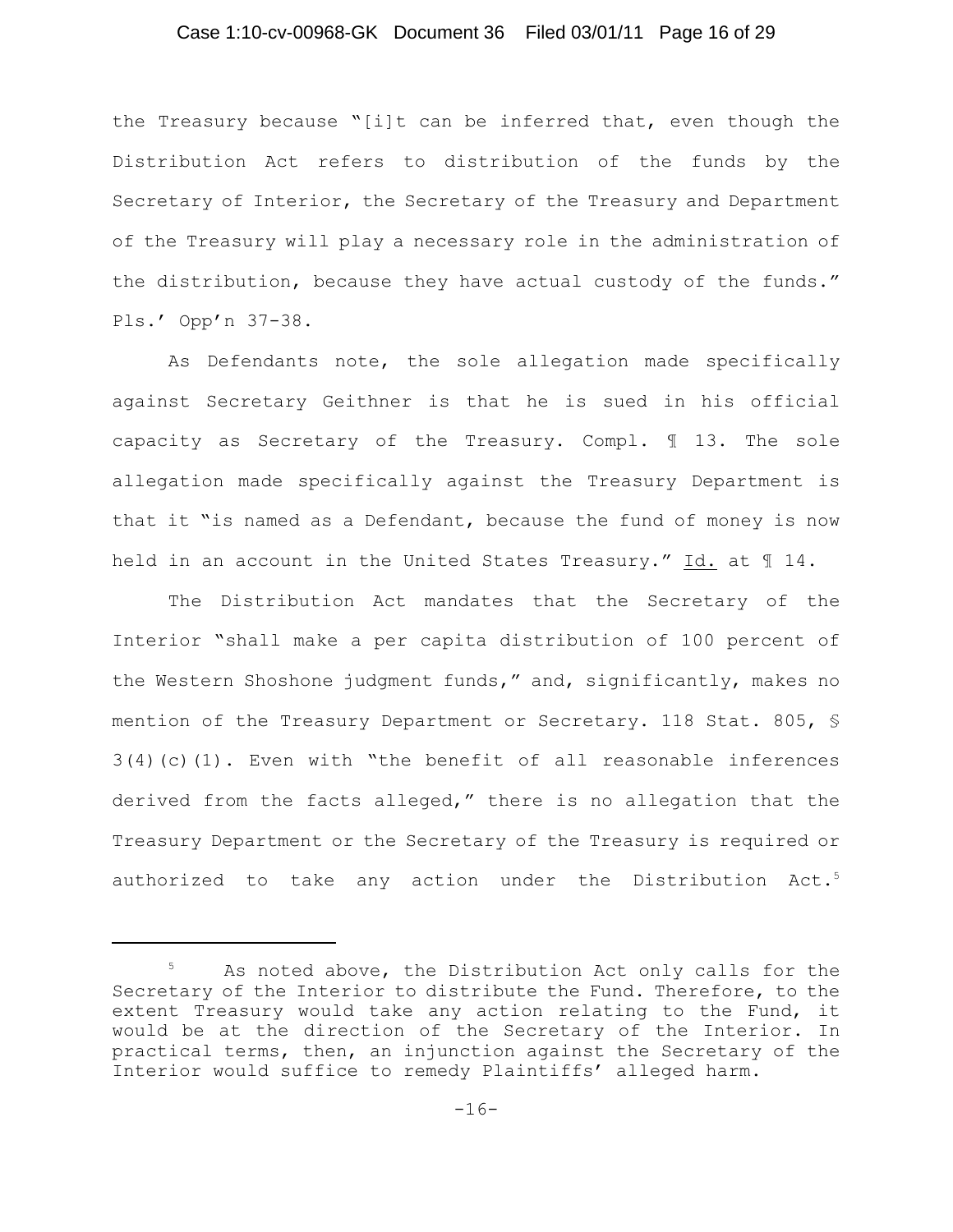the Treasury because "[i]t can be inferred that, even though the Distribution Act refers to distribution of the funds by the Secretary of Interior, the Secretary of the Treasury and Department of the Treasury will play a necessary role in the administration of the distribution, because they have actual custody of the funds." Pls.' Opp'n 37-38.

As Defendants note, the sole allegation made specifically against Secretary Geithner is that he is sued in his official capacity as Secretary of the Treasury. Compl. ¶ 13. The sole allegation made specifically against the Treasury Department is that it "is named as a Defendant, because the fund of money is now held in an account in the United States Treasury." Id. at ¶ 14.

The Distribution Act mandates that the Secretary of the Interior "shall make a per capita distribution of 100 percent of the Western Shoshone judgment funds," and, significantly, makes no mention of the Treasury Department or Secretary. 118 Stat. 805, § 3(4)(c)(1). Even with "the benefit of all reasonable inferences derived from the facts alleged," there is no allegation that the Treasury Department or the Secretary of the Treasury is required or authorized to take any action under the Distribution Act.[5]

---

[5] As noted above, the Distribution Act only calls for the Secretary of the Interior to distribute the Fund. Therefore, to the extent Treasury would take any action relating to the Fund, it would be at the direction of the Secretary of the Interior. In practical terms, then, an injunction against the Secretary of the Interior would suffice to remedy Plaintiffs' alleged harm.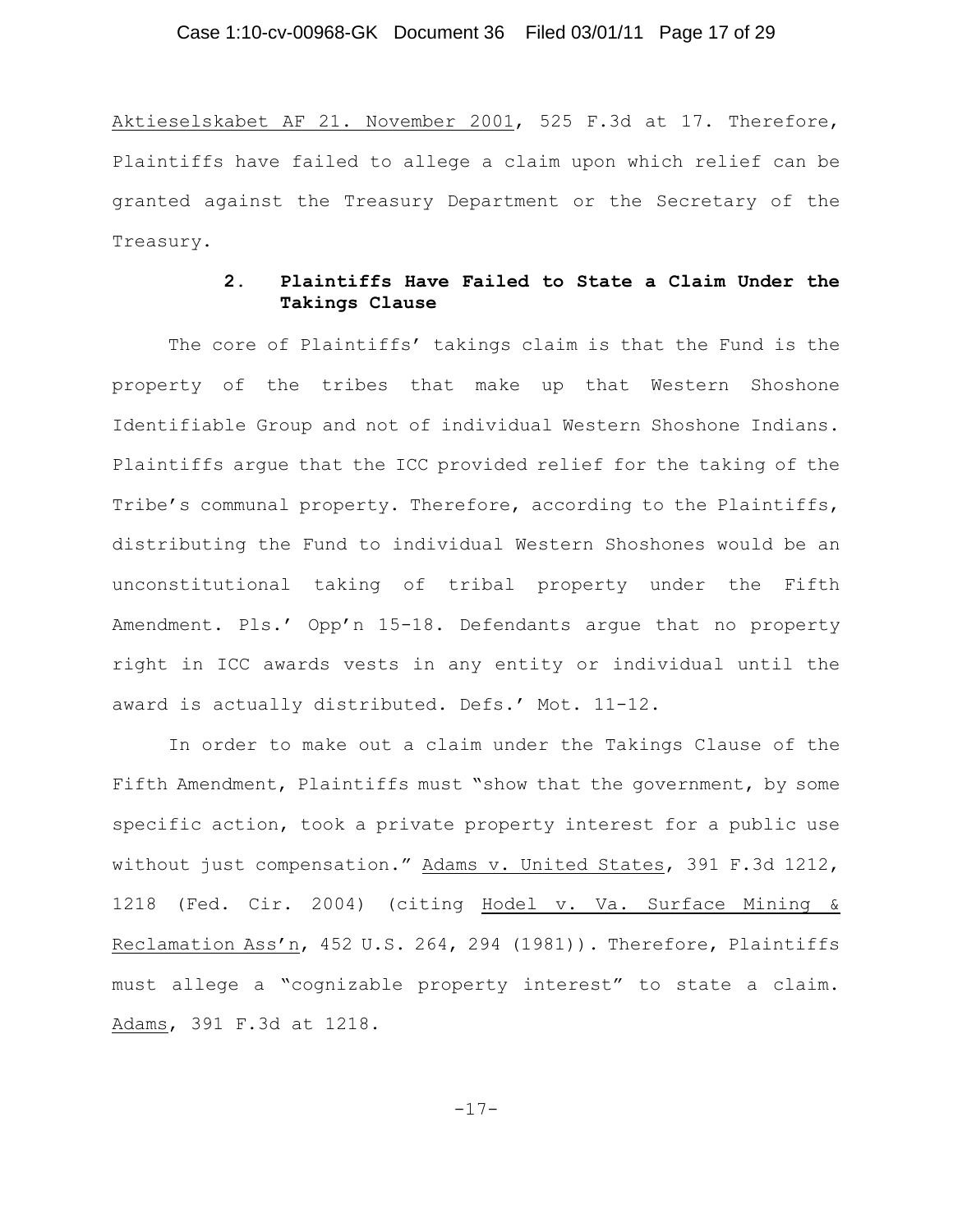Aktieselskabet AF 21. November 2001, 525 F.3d at 17. Therefore, Plaintiffs have failed to allege a claim upon which relief can be granted against the Treasury Department or the Secretary of the Treasury.

### 2. Plaintiffs Have Failed to State a Claim Under the Takings Clause

The core of Plaintiffs' takings claim is that the Fund is the property of the tribes that make up that Western Shoshone Identifiable Group and not of individual Western Shoshone Indians. Plaintiffs argue that the ICC provided relief for the taking of the Tribe's communal property. Therefore, according to the Plaintiffs, distributing the Fund to individual Western Shoshones would be an unconstitutional taking of tribal property under the Fifth Amendment. Pls.' Opp'n 15-18. Defendants argue that no property right in ICC awards vests in any entity or individual until the award is actually distributed. Defs.' Mot. 11-12.

In order to make out a claim under the Takings Clause of the Fifth Amendment, Plaintiffs must "show that the government, by some specific action, took a private property interest for a public use without just compensation." Adams v. United States, 391 F.3d 1212, 1218 (Fed. Cir. 2004) (citing Hodel v. Va. Surface Mining & Reclamation Ass'n, 452 U.S. 264, 294 (1981)). Therefore, Plaintiffs must allege a "cognizable property interest" to state a claim. Adams, 391 F.3d at 1218.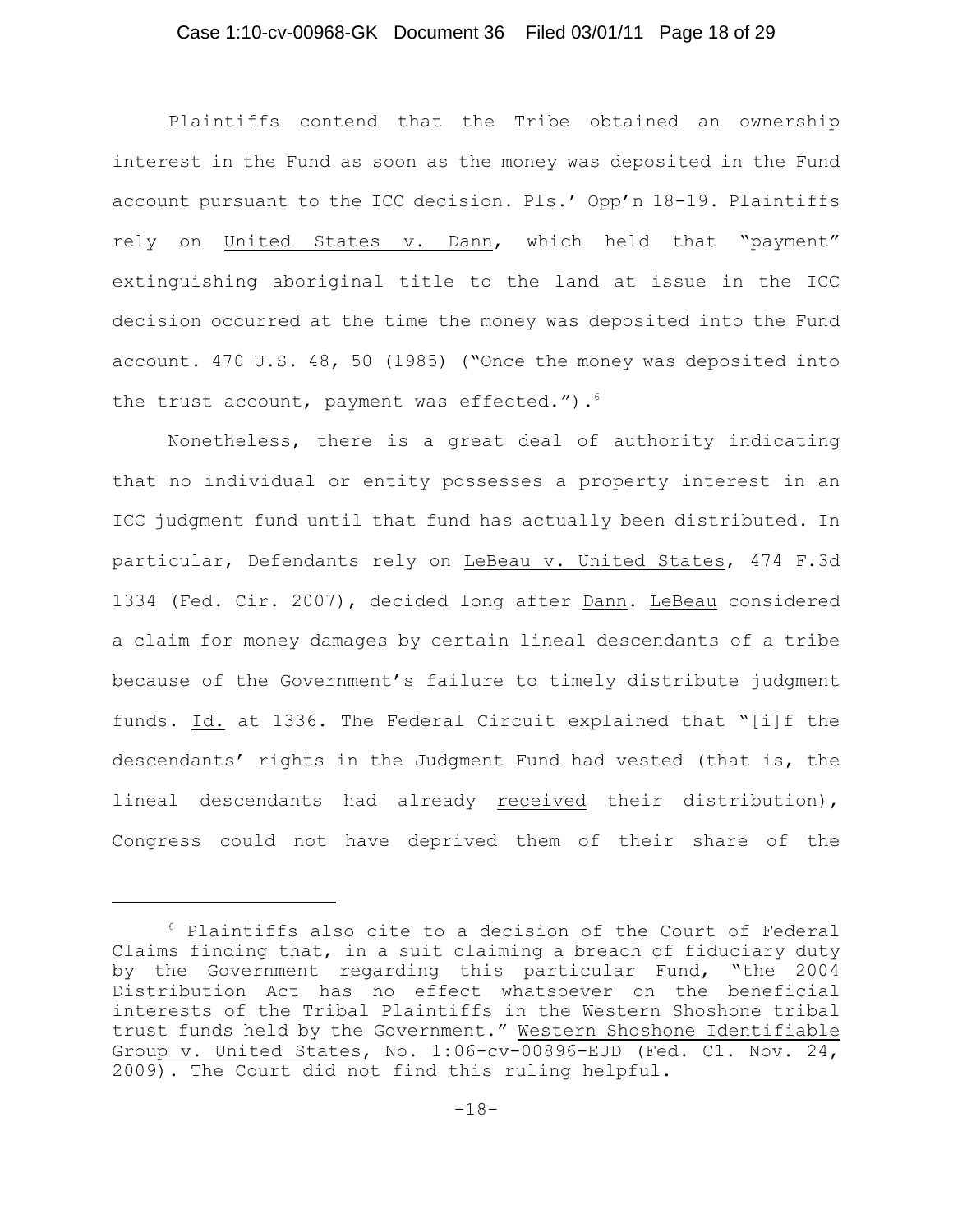Plaintiffs contend that the Tribe obtained an ownership interest in the Fund as soon as the money was deposited in the Fund account pursuant to the ICC decision. Pls.' Opp'n 18-19. Plaintiffs rely on United States v. Dann, which held that "payment" extinguishing aboriginal title to the land at issue in the ICC decision occurred at the time the money was deposited into the Fund account. 470 U.S. 48, 50 (1985) ("Once the money was deposited into the trust account, payment was effected.").[6]

Nonetheless, there is a great deal of authority indicating that no individual or entity possesses a property interest in an ICC judgment fund until that fund has actually been distributed. In particular, Defendants rely on LeBeau v. United States, 474 F.3d 1334 (Fed. Cir. 2007), decided long after Dann. LeBeau considered a claim for money damages by certain lineal descendants of a tribe because of the Government's failure to timely distribute judgment funds. Id. at 1336. The Federal Circuit explained that "[i]f the descendants' rights in the Judgment Fund had vested (that is, the lineal descendants had already received their distribution), Congress could not have deprived them of their share of the

[6] Plaintiffs also cite to a decision of the Court of Federal Claims finding that, in a suit claiming a breach of fiduciary duty by the Government regarding this particular Fund, "the 2004 Distribution Act has no effect whatsoever on the beneficial interests of the Tribal Plaintiffs in the Western Shoshone tribal trust funds held by the Government." Western Shoshone Identifiable Group v. United States, No. 1:06-cv-00896-EJD (Fed. Cl. Nov. 24, 2009). The Court did not find this ruling helpful.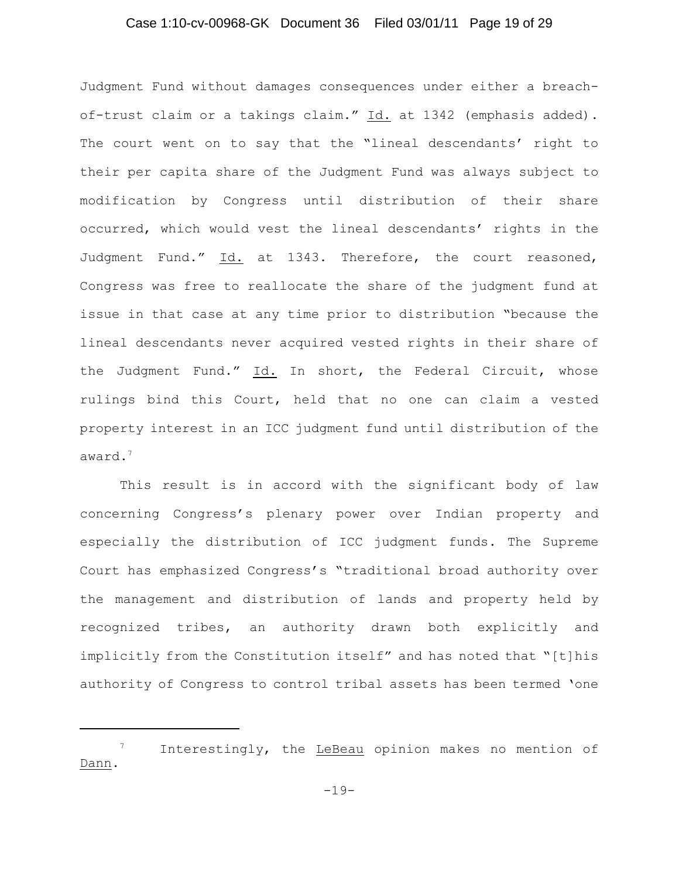Judgment Fund without damages consequences under either a breach-of-trust claim or a takings claim." Id. at 1342 (emphasis added). The court went on to say that the "lineal descendants' right to their per capita share of the Judgment Fund was always subject to modification by Congress until distribution of their share occurred, which would vest the lineal descendants' rights in the Judgment Fund." Id. at 1343. Therefore, the court reasoned, Congress was free to reallocate the share of the judgment fund at issue in that case at any time prior to distribution "because the lineal descendants never acquired vested rights in their share of the Judgment Fund." Id. In short, the Federal Circuit, whose rulings bind this Court, held that no one can claim a vested property interest in an ICC judgment fund until distribution of the award.[7]

This result is in accord with the significant body of law concerning Congress's plenary power over Indian property and especially the distribution of ICC judgment funds. The Supreme Court has emphasized Congress's "traditional broad authority over the management and distribution of lands and property held by recognized tribes, an authority drawn both explicitly and implicitly from the Constitution itself" and has noted that "[t]his authority of Congress to control tribal assets has been termed 'one

---

[7] Interestingly, the LeBeau opinion makes no mention of Dann.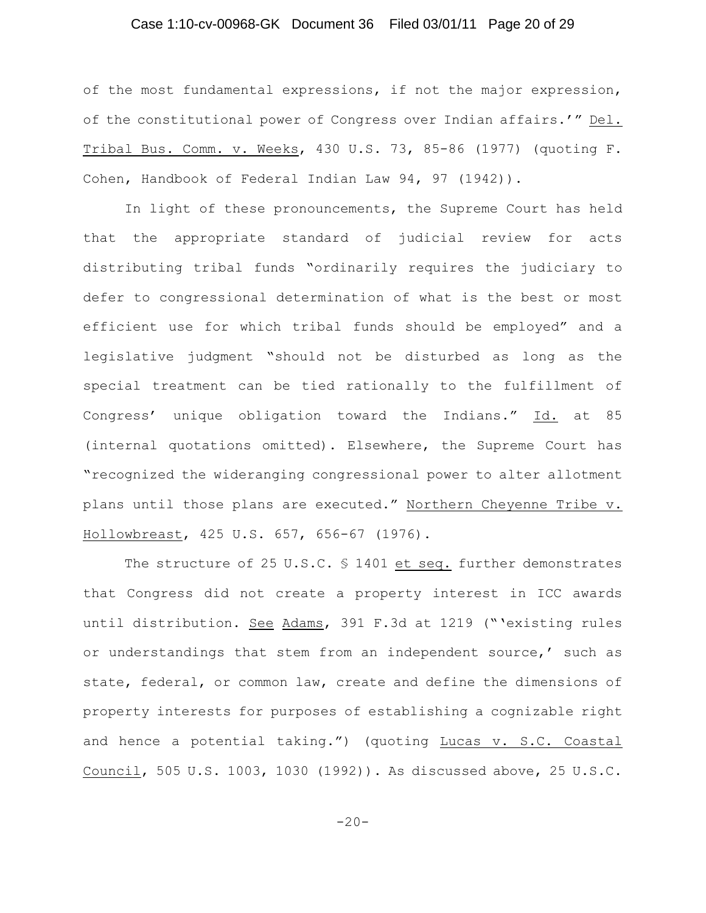of the most fundamental expressions, if not the major expression, of the constitutional power of Congress over Indian affairs.'" Del. Tribal Bus. Comm. v. Weeks, 430 U.S. 73, 85-86 (1977) (quoting F. Cohen, Handbook of Federal Indian Law 94, 97 (1942)).

In light of these pronouncements, the Supreme Court has held that the appropriate standard of judicial review for acts distributing tribal funds "ordinarily requires the judiciary to defer to congressional determination of what is the best or most efficient use for which tribal funds should be employed" and a legislative judgment "should not be disturbed as long as the special treatment can be tied rationally to the fulfillment of Congress' unique obligation toward the Indians." Id. at 85 (internal quotations omitted). Elsewhere, the Supreme Court has "recognized the wideranging congressional power to alter allotment plans until those plans are executed." Northern Cheyenne Tribe v. Hollowbreast, 425 U.S. 657, 656-67 (1976).

The structure of 25 U.S.C. § 1401 et seq. further demonstrates that Congress did not create a property interest in ICC awards until distribution. See Adams, 391 F.3d at 1219 ("'existing rules or understandings that stem from an independent source,' such as state, federal, or common law, create and define the dimensions of property interests for purposes of establishing a cognizable right and hence a potential taking.") (quoting Lucas v. S.C. Coastal Council, 505 U.S. 1003, 1030 (1992)). As discussed above, 25 U.S.C.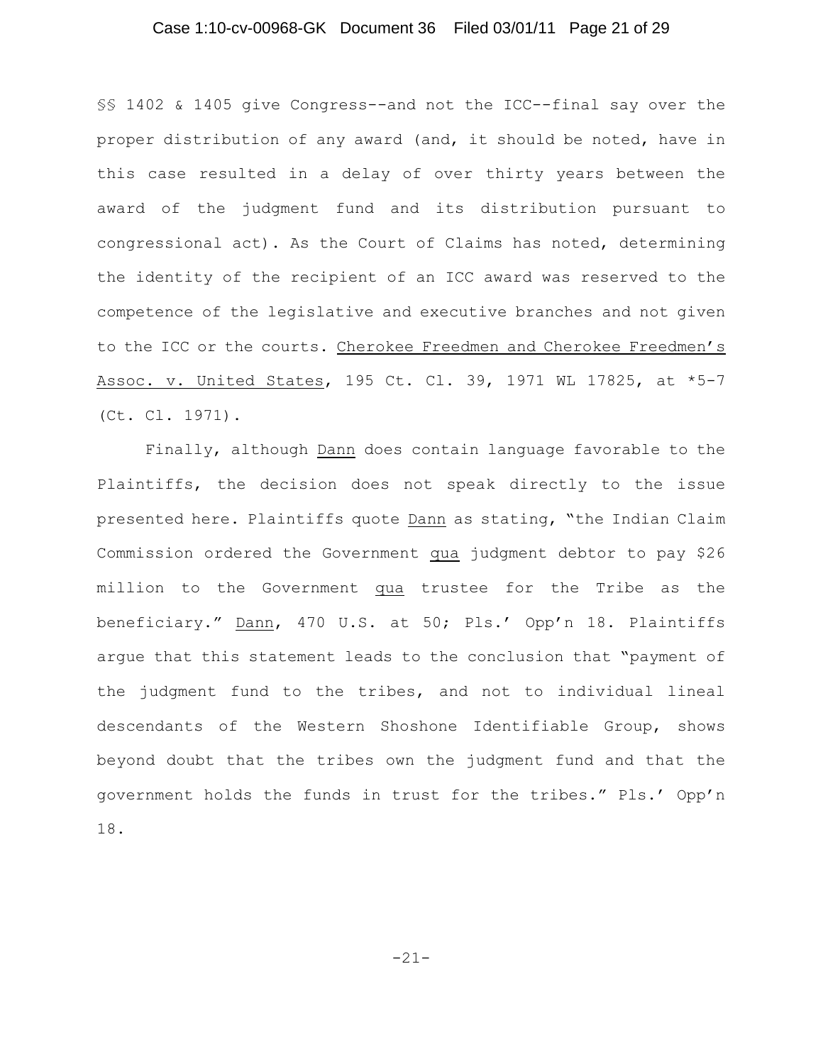§§ 1402 & 1405 give Congress--and not the ICC--final say over the proper distribution of any award (and, it should be noted, have in this case resulted in a delay of over thirty years between the award of the judgment fund and its distribution pursuant to congressional act). As the Court of Claims has noted, determining the identity of the recipient of an ICC award was reserved to the competence of the legislative and executive branches and not given to the ICC or the courts. Cherokee Freedmen and Cherokee Freedmen's Assoc. v. United States, 195 Ct. Cl. 39, 1971 WL 17825, at *5-7 (Ct. Cl. 1971).

Finally, although Dann does contain language favorable to the Plaintiffs, the decision does not speak directly to the issue presented here. Plaintiffs quote Dann as stating, "the Indian Claim Commission ordered the Government qua judgment debtor to pay $26 million to the Government qua trustee for the Tribe as the beneficiary." Dann, 470 U.S. at 50; Pls.' Opp'n 18. Plaintiffs argue that this statement leads to the conclusion that "payment of the judgment fund to the tribes, and not to individual lineal descendants of the Western Shoshone Identifiable Group, shows beyond doubt that the tribes own the judgment fund and that the government holds the funds in trust for the tribes." Pls.' Opp'n 18.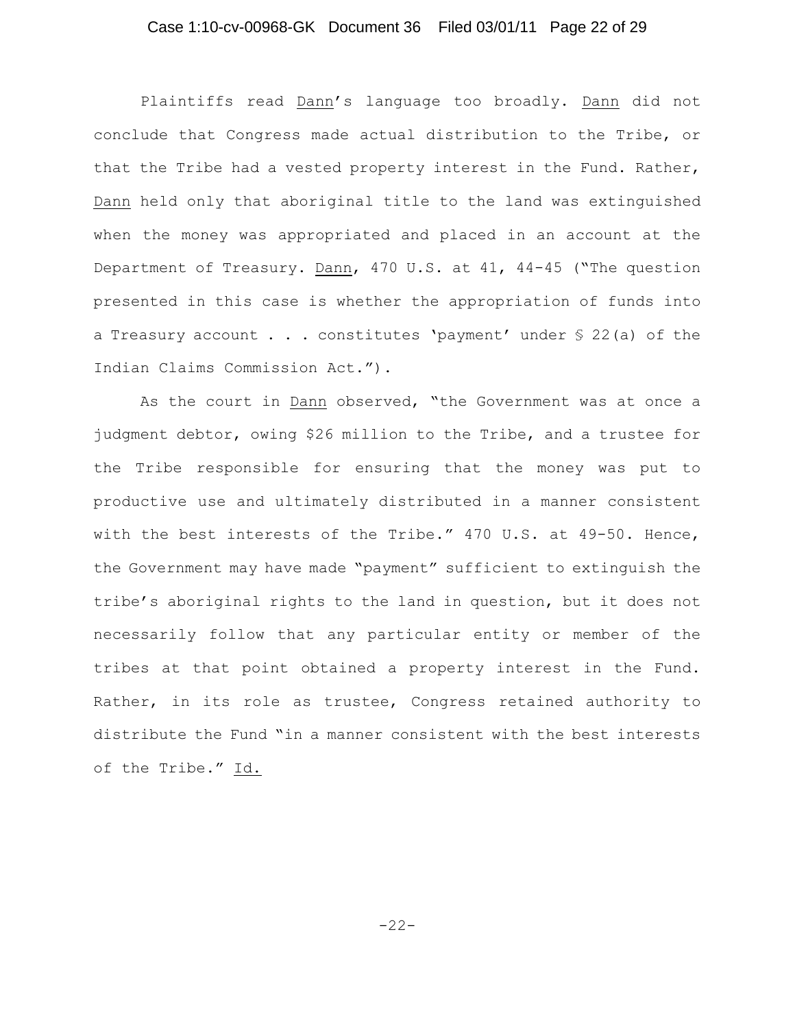Plaintiffs read Dann's language too broadly. Dann did not conclude that Congress made actual distribution to the Tribe, or that the Tribe had a vested property interest in the Fund. Rather, Dann held only that aboriginal title to the land was extinguished when the money was appropriated and placed in an account at the Department of Treasury. Dann, 470 U.S. at 41, 44-45 ("The question presented in this case is whether the appropriation of funds into a Treasury account . . . constitutes 'payment' under § 22(a) of the Indian Claims Commission Act.").

As the court in Dann observed, "the Government was at once a judgment debtor, owing $26 million to the Tribe, and a trustee for the Tribe responsible for ensuring that the money was put to productive use and ultimately distributed in a manner consistent with the best interests of the Tribe." 470 U.S. at 49-50. Hence, the Government may have made "payment" sufficient to extinguish the tribe's aboriginal rights to the land in question, but it does not necessarily follow that any particular entity or member of the tribes at that point obtained a property interest in the Fund. Rather, in its role as trustee, Congress retained authority to distribute the Fund "in a manner consistent with the best interests of the Tribe." Id.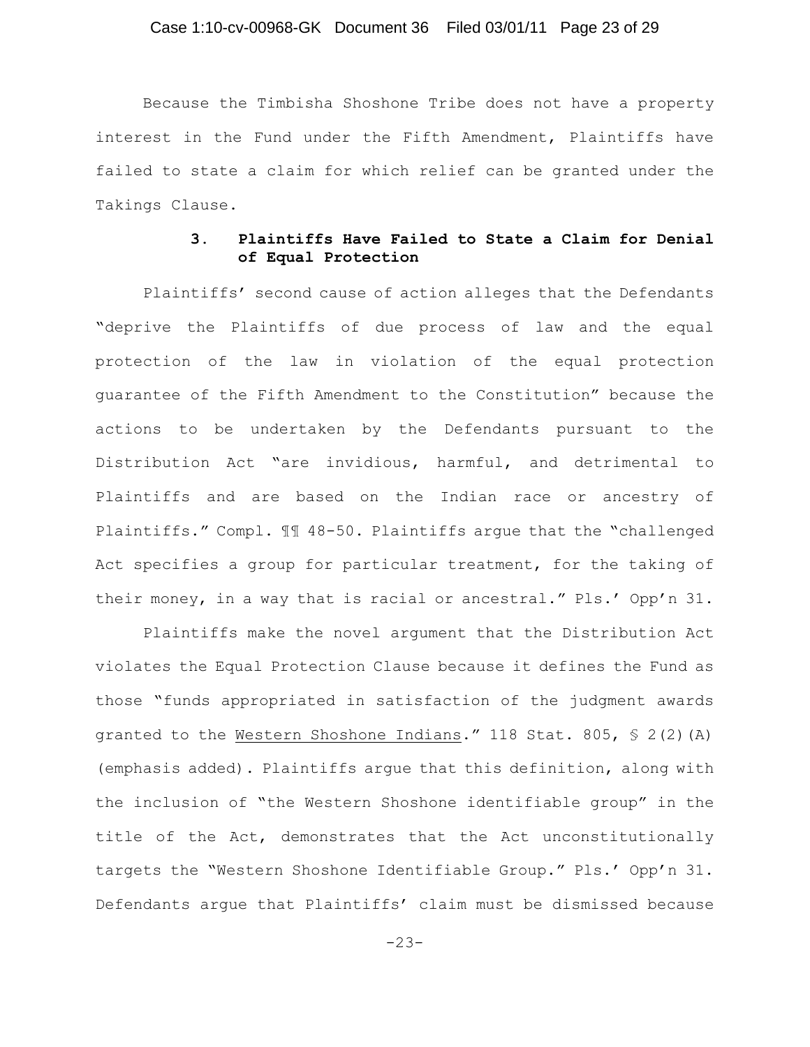Because the Timbisha Shoshone Tribe does not have a property interest in the Fund under the Fifth Amendment, Plaintiffs have failed to state a claim for which relief can be granted under the Takings Clause.

### 3. Plaintiffs Have Failed to State a Claim for Denial of Equal Protection

Plaintiffs' second cause of action alleges that the Defendants "deprive the Plaintiffs of due process of law and the equal protection of the law in violation of the equal protection guarantee of the Fifth Amendment to the Constitution" because the actions to be undertaken by the Defendants pursuant to the Distribution Act "are invidious, harmful, and detrimental to Plaintiffs and are based on the Indian race or ancestry of Plaintiffs." Compl. ¶¶ 48-50. Plaintiffs argue that the "challenged Act specifies a group for particular treatment, for the taking of their money, in a way that is racial or ancestral." Pls.' Opp'n 31.

Plaintiffs make the novel argument that the Distribution Act violates the Equal Protection Clause because it defines the Fund as those "funds appropriated in satisfaction of the judgment awards granted to the <u>Western Shoshone Indians</u>." 118 Stat. 805, § 2(2)(A) (emphasis added). Plaintiffs argue that this definition, along with the inclusion of "the Western Shoshone identifiable group" in the title of the Act, demonstrates that the Act unconstitutionally targets the "Western Shoshone Identifiable Group." Pls.' Opp'n 31. Defendants argue that Plaintiffs' claim must be dismissed because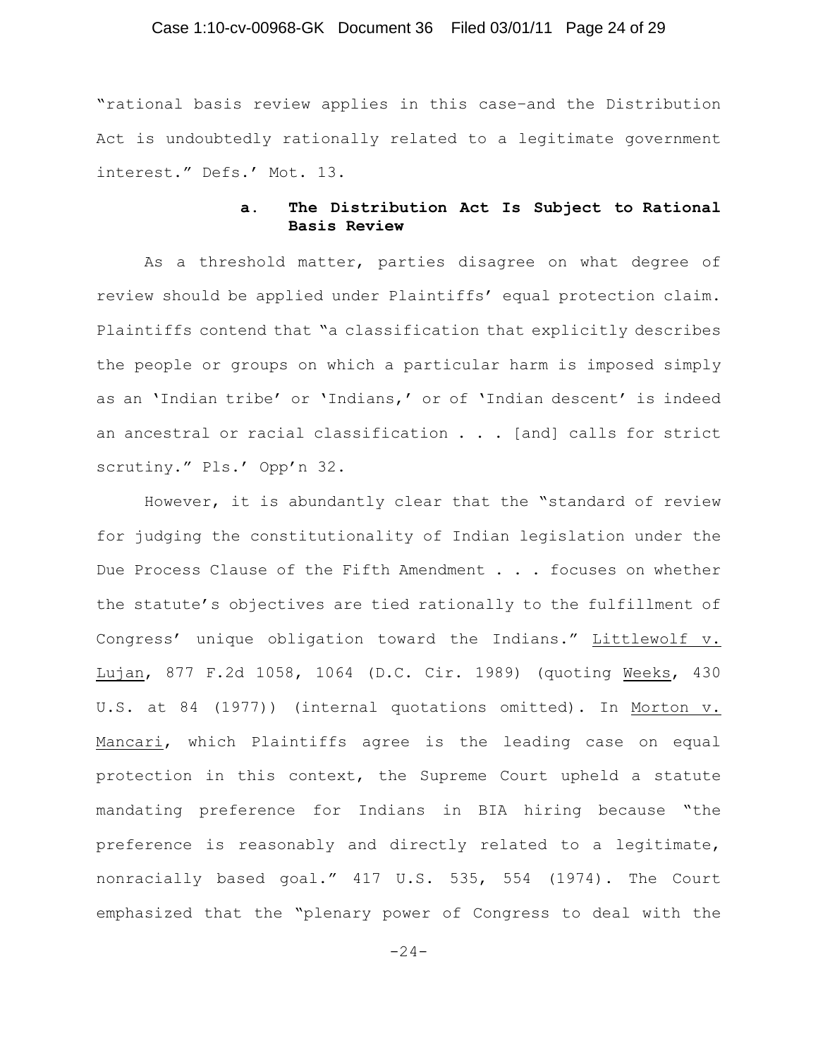"rational basis review applies in this case–and the Distribution Act is undoubtedly rationally related to a legitimate government interest." Defs.' Mot. 13.

**a. The Distribution Act Is Subject to Rational Basis Review**

As a threshold matter, parties disagree on what degree of review should be applied under Plaintiffs' equal protection claim. Plaintiffs contend that "a classification that explicitly describes the people or groups on which a particular harm is imposed simply as an 'Indian tribe' or 'Indians,' or of 'Indian descent' is indeed an ancestral or racial classification . . . [and] calls for strict scrutiny." Pls.' Opp'n 32.

However, it is abundantly clear that the "standard of review for judging the constitutionality of Indian legislation under the Due Process Clause of the Fifth Amendment . . . focuses on whether the statute's objectives are tied rationally to the fulfillment of Congress' unique obligation toward the Indians." Littlewolf v. Lujan, 877 F.2d 1058, 1064 (D.C. Cir. 1989) (quoting Weeks, 430 U.S. at 84 (1977)) (internal quotations omitted). In Morton v. Mancari, which Plaintiffs agree is the leading case on equal protection in this context, the Supreme Court upheld a statute mandating preference for Indians in BIA hiring because "the preference is reasonably and directly related to a legitimate, nonracially based goal." 417 U.S. 535, 554 (1974). The Court emphasized that the "plenary power of Congress to deal with the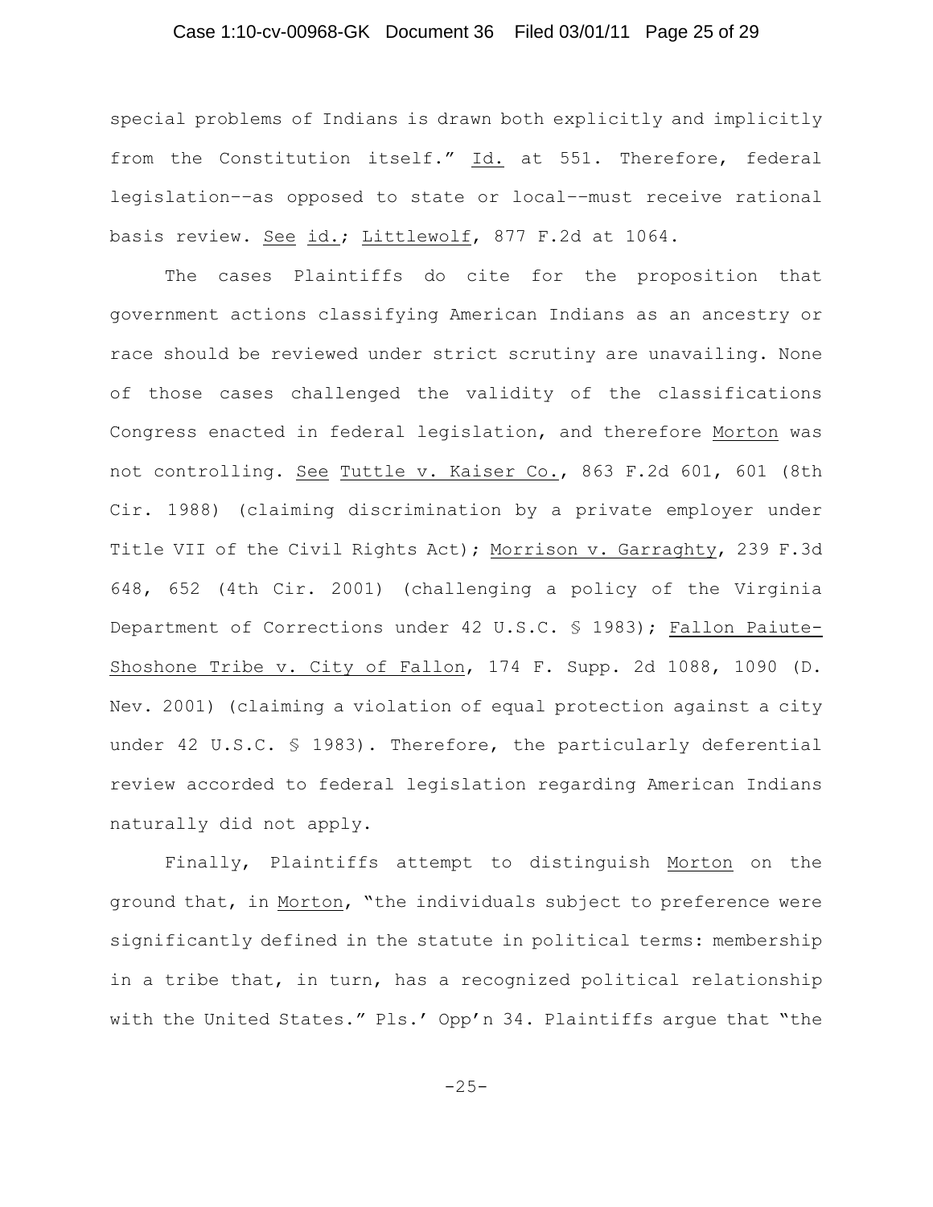special problems of Indians is drawn both explicitly and implicitly from the Constitution itself." Id. at 551. Therefore, federal legislation--as opposed to state or local--must receive rational basis review. See id.; Littlewolf, 877 F.2d at 1064.

The cases Plaintiffs do cite for the proposition that government actions classifying American Indians as an ancestry or race should be reviewed under strict scrutiny are unavailing. None of those cases challenged the validity of the classifications Congress enacted in federal legislation, and therefore Morton was not controlling. See Tuttle v. Kaiser Co., 863 F.2d 601, 601 (8th Cir. 1988) (claiming discrimination by a private employer under Title VII of the Civil Rights Act); Morrison v. Garraghty, 239 F.3d 648, 652 (4th Cir. 2001) (challenging a policy of the Virginia Department of Corrections under 42 U.S.C. § 1983); Fallon Paiute-Shoshone Tribe v. City of Fallon, 174 F. Supp. 2d 1088, 1090 (D. Nev. 2001) (claiming a violation of equal protection against a city under 42 U.S.C. § 1983). Therefore, the particularly deferential review accorded to federal legislation regarding American Indians naturally did not apply.

Finally, Plaintiffs attempt to distinguish Morton on the ground that, in Morton, "the individuals subject to preference were significantly defined in the statute in political terms: membership in a tribe that, in turn, has a recognized political relationship with the United States." Pls.' Opp'n 34. Plaintiffs argue that "the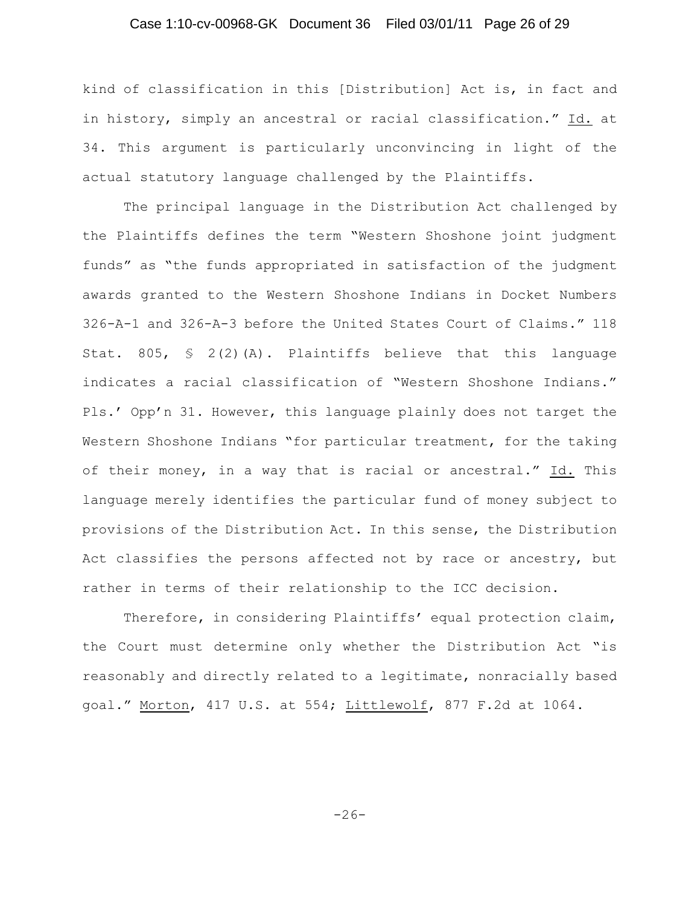kind of classification in this [Distribution] Act is, in fact and in history, simply an ancestral or racial classification." Id. at 34. This argument is particularly unconvincing in light of the actual statutory language challenged by the Plaintiffs.

The principal language in the Distribution Act challenged by the Plaintiffs defines the term "Western Shoshone joint judgment funds" as "the funds appropriated in satisfaction of the judgment awards granted to the Western Shoshone Indians in Docket Numbers 326-A-1 and 326-A-3 before the United States Court of Claims." 118 Stat. 805, § 2(2)(A). Plaintiffs believe that this language indicates a racial classification of "Western Shoshone Indians." Pls.' Opp'n 31. However, this language plainly does not target the Western Shoshone Indians "for particular treatment, for the taking of their money, in a way that is racial or ancestral." Id. This language merely identifies the particular fund of money subject to provisions of the Distribution Act. In this sense, the Distribution Act classifies the persons affected not by race or ancestry, but rather in terms of their relationship to the ICC decision.

Therefore, in considering Plaintiffs' equal protection claim, the Court must determine only whether the Distribution Act "is reasonably and directly related to a legitimate, nonracially based goal." Morton, 417 U.S. at 554; Littlewolf, 877 F.2d at 1064.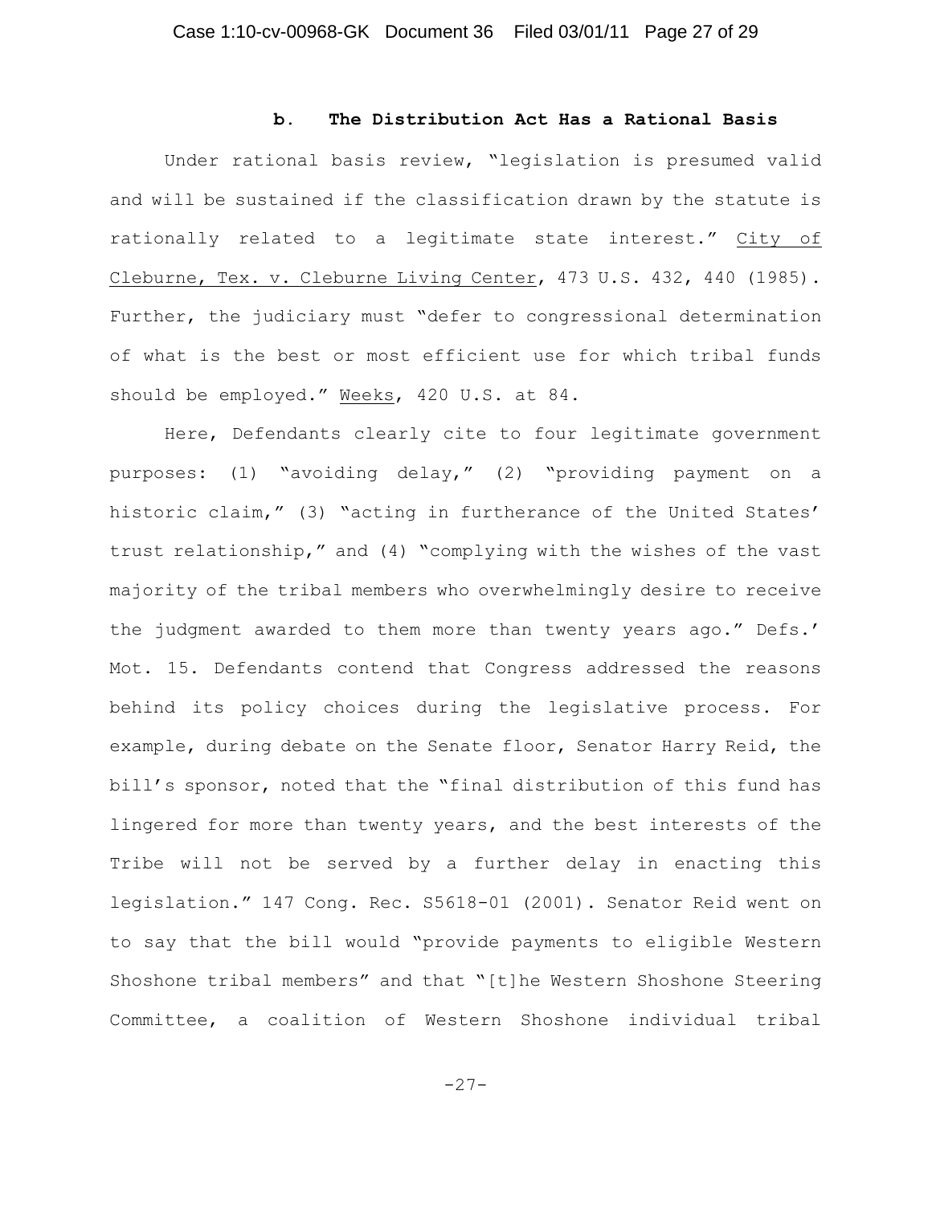### b. The Distribution Act Has a Rational Basis

Under rational basis review, "legislation is presumed valid and will be sustained if the classification drawn by the statute is rationally related to a legitimate state interest." City of Cleburne, Tex. v. Cleburne Living Center, 473 U.S. 432, 440 (1985). Further, the judiciary must "defer to congressional determination of what is the best or most efficient use for which tribal funds should be employed." Weeks, 420 U.S. at 84.

Here, Defendants clearly cite to four legitimate government purposes: (1) "avoiding delay," (2) "providing payment on a historic claim," (3) "acting in furtherance of the United States' trust relationship," and (4) "complying with the wishes of the vast majority of the tribal members who overwhelmingly desire to receive the judgment awarded to them more than twenty years ago." Defs.' Mot. 15. Defendants contend that Congress addressed the reasons behind its policy choices during the legislative process. For example, during debate on the Senate floor, Senator Harry Reid, the bill's sponsor, noted that the "final distribution of this fund has lingered for more than twenty years, and the best interests of the Tribe will not be served by a further delay in enacting this legislation." 147 Cong. Rec. S5618-01 (2001). Senator Reid went on to say that the bill would "provide payments to eligible Western Shoshone tribal members" and that "[t]he Western Shoshone Steering Committee, a coalition of Western Shoshone individual tribal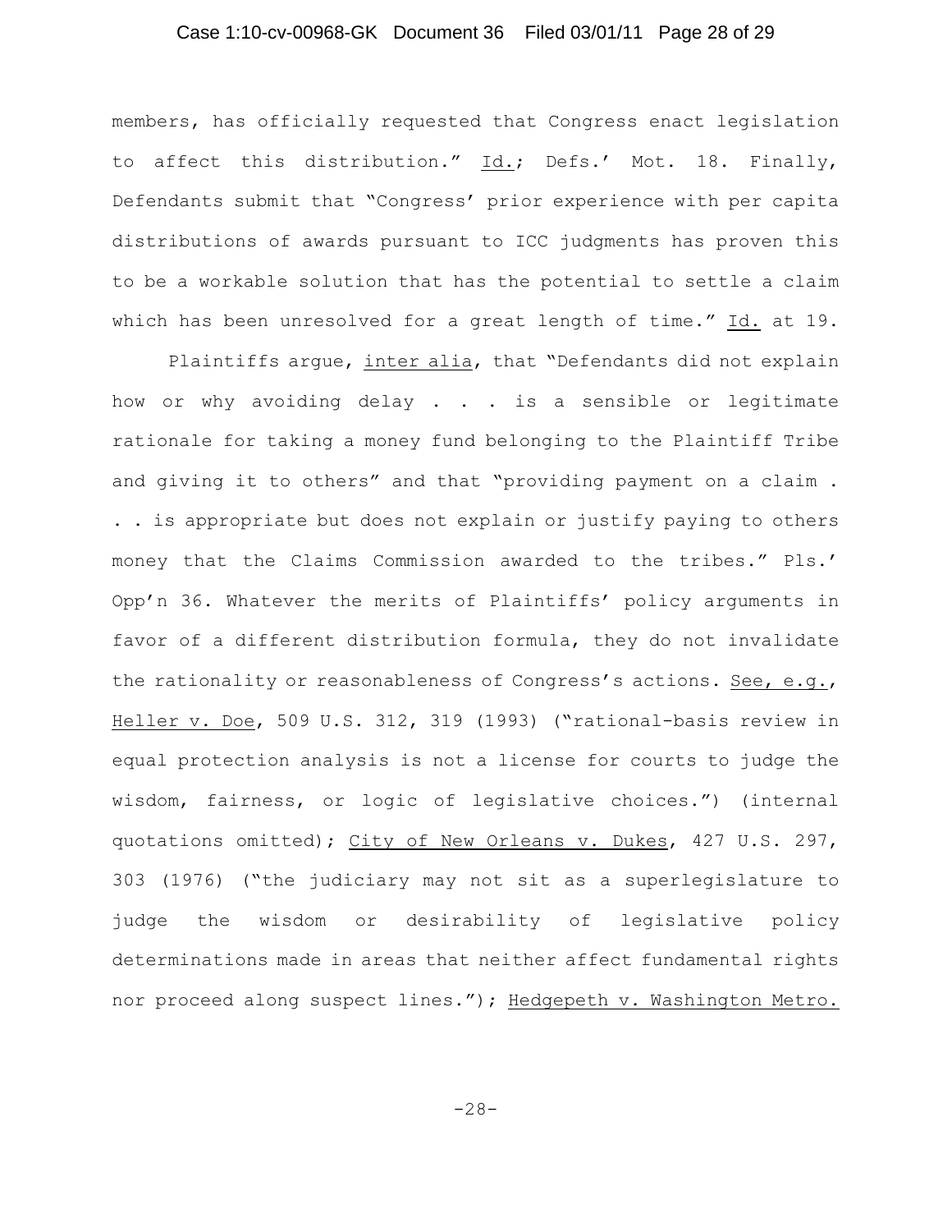members, has officially requested that Congress enact legislation to affect this distribution." Id.; Defs.' Mot. 18. Finally, Defendants submit that "Congress' prior experience with per capita distributions of awards pursuant to ICC judgments has proven this to be a workable solution that has the potential to settle a claim which has been unresolved for a great length of time." Id. at 19.

Plaintiffs argue, inter alia, that "Defendants did not explain how or why avoiding delay . . . is a sensible or legitimate rationale for taking a money fund belonging to the Plaintiff Tribe and giving it to others" and that "providing payment on a claim . . . is appropriate but does not explain or justify paying to others money that the Claims Commission awarded to the tribes." Pls.' Opp'n 36. Whatever the merits of Plaintiffs' policy arguments in favor of a different distribution formula, they do not invalidate the rationality or reasonableness of Congress's actions. See, e.g., Heller v. Doe, 509 U.S. 312, 319 (1993) ("rational-basis review in equal protection analysis is not a license for courts to judge the wisdom, fairness, or logic of legislative choices.") (internal quotations omitted); City of New Orleans v. Dukes, 427 U.S. 297, 303 (1976) ("the judiciary may not sit as a superlegislature to judge the wisdom or desirability of legislative policy determinations made in areas that neither affect fundamental rights nor proceed along suspect lines."); Hedgepeth v. Washington Metro.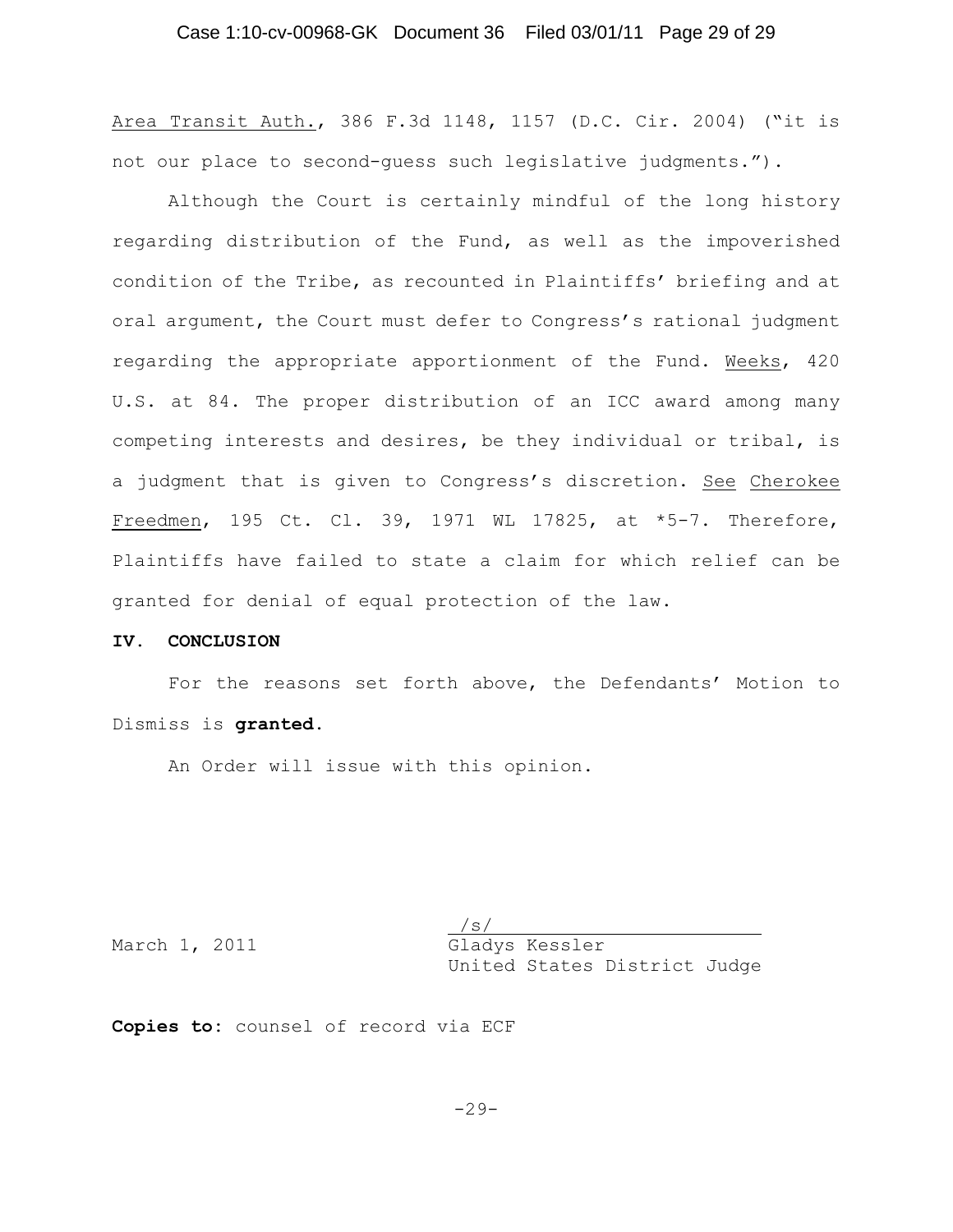Area Transit Auth., 386 F.3d 1148, 1157 (D.C. Cir. 2004) ("it is not our place to second-guess such legislative judgments.").

Although the Court is certainly mindful of the long history regarding distribution of the Fund, as well as the impoverished condition of the Tribe, as recounted in Plaintiffs' briefing and at oral argument, the Court must defer to Congress's rational judgment regarding the appropriate apportionment of the Fund. Weeks, 420 U.S. at 84. The proper distribution of an ICC award among many competing interests and desires, be they individual or tribal, is a judgment that is given to Congress's discretion. See Cherokee Freedmen, 195 Ct. Cl. 39, 1971 WL 17825, at *5-7. Therefore, Plaintiffs have failed to state a claim for which relief can be granted for denial of equal protection of the law.

**IV. CONCLUSION**

For the reasons set forth above, the Defendants' Motion to Dismiss is **granted**.

An Order will issue with this opinion.

March 1, 2011

/s/
Gladys Kessler
United States District Judge

**Copies to**: counsel of record via ECF